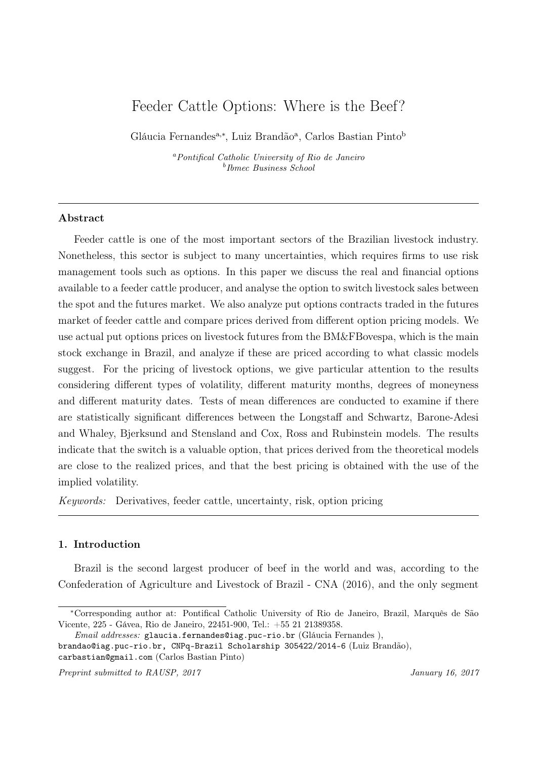# Feeder Cattle Options: Where is the Beef?

Gláucia Fernandes[a,*], Luiz Brandão[a], Carlos Bastian Pinto[b]

[a]*Pontifical Catholic University of Rio de Janeiro*
[b]*Ibmec Business School*

---

## Abstract

Feeder cattle is one of the most important sectors of the Brazilian livestock industry. Nonetheless, this sector is subject to many uncertainties, which requires firms to use risk management tools such as options. In this paper we discuss the real and financial options available to a feeder cattle producer, and analyse the option to switch livestock sales between the spot and the futures market. We also analyze put options contracts traded in the futures market of feeder cattle and compare prices derived from different option pricing models. We use actual put options prices on livestock futures from the BM&FBovespa, which is the main stock exchange in Brazil, and analyze if these are priced according to what classic models suggest. For the pricing of livestock options, we give particular attention to the results considering different types of volatility, different maturity months, degrees of moneyness and different maturity dates. Tests of mean differences are conducted to examine if there are statistically significant differences between the Longstaff and Schwartz, Barone-Adesi and Whaley, Bjerksund and Stensland and Cox, Ross and Rubinstein models. The results indicate that the switch is a valuable option, that prices derived from the theoretical models are close to the realized prices, and that the best pricing is obtained with the use of the implied volatility.

*Keywords:* Derivatives, feeder cattle, uncertainty, risk, option pricing

---

## 1. Introduction

Brazil is the second largest producer of beef in the world and was, according to the Confederation of Agriculture and Livestock of Brazil - CNA (2016), and the only segment

---

*Corresponding author at: Pontifical Catholic University of Rio de Janeiro, Brazil, Marquês de São Vicente, 225 - Gávea, Rio de Janeiro, 22451-900, Tel.: +55 21 21389358.

*Email addresses:* glaucia.fernandes@iag.puc-rio.br (Gláucia Fernandes ), brandao@iag.puc-rio.br, CNPq-Brazil Scholarship 305422/2014-6 (Luiz Brandão), carbastian@gmail.com (Carlos Bastian Pinto)

*Preprint submitted to RAUSP, 2017* *January 16, 2017*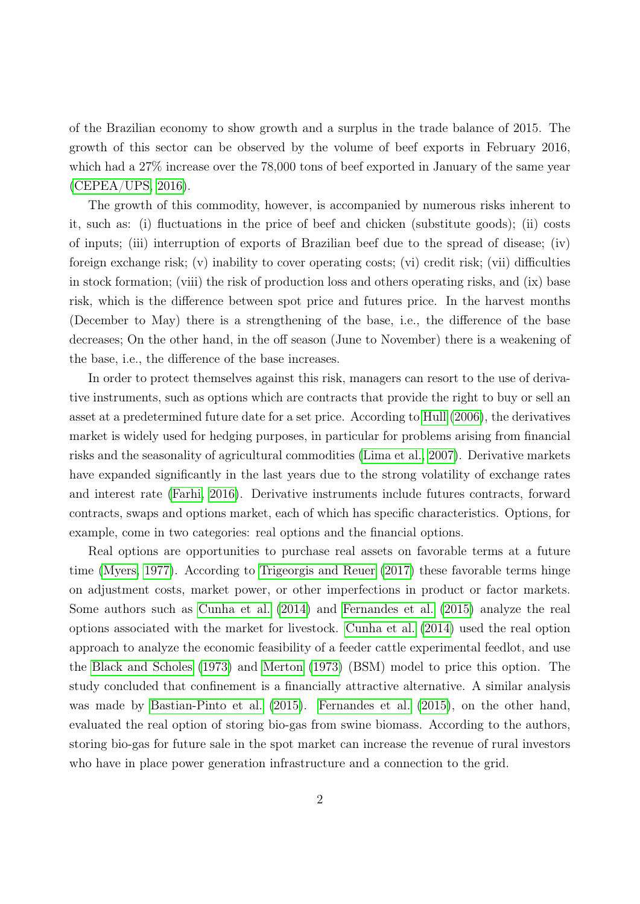of the Brazilian economy to show growth and a surplus in the trade balance of 2015. The growth of this sector can be observed by the volume of beef exports in February 2016, which had a 27% increase over the 78,000 tons of beef exported in January of the same year (CEPEA/UPS, 2016).

The growth of this commodity, however, is accompanied by numerous risks inherent to it, such as: (i) fluctuations in the price of beef and chicken (substitute goods); (ii) costs of inputs; (iii) interruption of exports of Brazilian beef due to the spread of disease; (iv) foreign exchange risk; (v) inability to cover operating costs; (vi) credit risk; (vii) difficulties in stock formation; (viii) the risk of production loss and others operating risks, and (ix) base risk, which is the difference between spot price and futures price. In the harvest months (December to May) there is a strengthening of the base, i.e., the difference of the base decreases; On the other hand, in the off season (June to November) there is a weakening of the base, i.e., the difference of the base increases.

In order to protect themselves against this risk, managers can resort to the use of derivative instruments, such as options which are contracts that provide the right to buy or sell an asset at a predetermined future date for a set price. According to Hull (2006), the derivatives market is widely used for hedging purposes, in particular for problems arising from financial risks and the seasonality of agricultural commodities (Lima et al., 2007). Derivative markets have expanded significantly in the last years due to the strong volatility of exchange rates and interest rate (Farhi, 2016). Derivative instruments include futures contracts, forward contracts, swaps and options market, each of which has specific characteristics. Options, for example, come in two categories: real options and the financial options.

Real options are opportunities to purchase real assets on favorable terms at a future time (Myers, 1977). According to Trigeorgis and Reuer (2017) these favorable terms hinge on adjustment costs, market power, or other imperfections in product or factor markets. Some authors such as Cunha et al. (2014) and Fernandes et al. (2015) analyze the real options associated with the market for livestock. Cunha et al. (2014) used the real option approach to analyze the economic feasibility of a feeder cattle experimental feedlot, and use the Black and Scholes (1973) and Merton (1973) (BSM) model to price this option. The study concluded that confinement is a financially attractive alternative. A similar analysis was made by Bastian-Pinto et al. (2015). Fernandes et al. (2015), on the other hand, evaluated the real option of storing bio-gas from swine biomass. According to the authors, storing bio-gas for future sale in the spot market can increase the revenue of rural investors who have in place power generation infrastructure and a connection to the grid.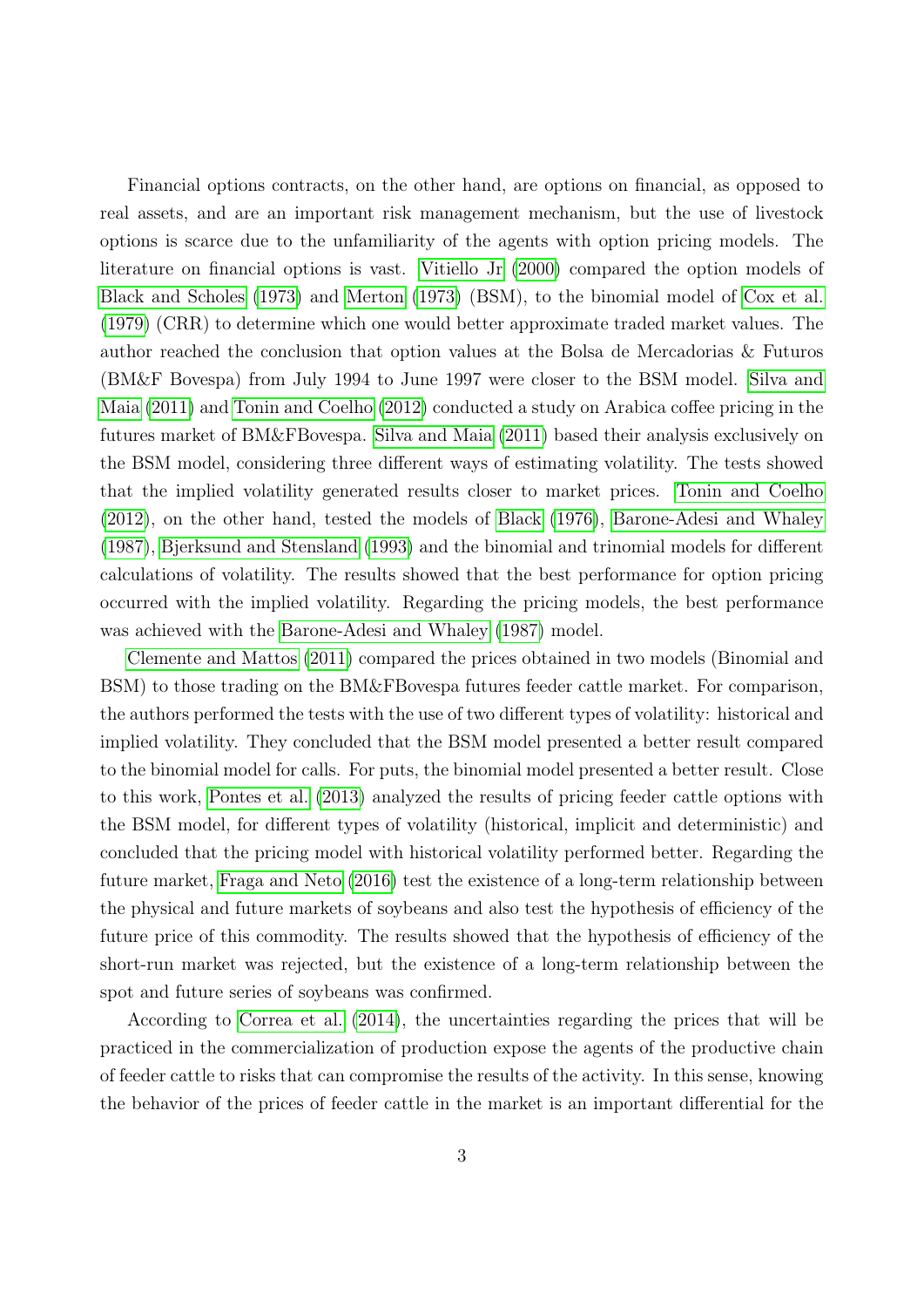Financial options contracts, on the other hand, are options on financial, as opposed to real assets, and are an important risk management mechanism, but the use of livestock options is scarce due to the unfamiliarity of the agents with option pricing models. The literature on financial options is vast. Vitiello Jr (2000) compared the option models of Black and Scholes (1973) and Merton (1973) (BSM), to the binomial model of Cox et al. (1979) (CRR) to determine which one would better approximate traded market values. The author reached the conclusion that option values at the Bolsa de Mercadorias & Futuros (BM&F Bovespa) from July 1994 to June 1997 were closer to the BSM model. Silva and Maia (2011) and Tonin and Coelho (2012) conducted a study on Arabica coffee pricing in the futures market of BM&FBovespa. Silva and Maia (2011) based their analysis exclusively on the BSM model, considering three different ways of estimating volatility. The tests showed that the implied volatility generated results closer to market prices. Tonin and Coelho (2012), on the other hand, tested the models of Black (1976), Barone-Adesi and Whaley (1987), Bjerksund and Stensland (1993) and the binomial and trinomial models for different calculations of volatility. The results showed that the best performance for option pricing occurred with the implied volatility. Regarding the pricing models, the best performance was achieved with the Barone-Adesi and Whaley (1987) model.

Clemente and Mattos (2011) compared the prices obtained in two models (Binomial and BSM) to those trading on the BM&FBovespa futures feeder cattle market. For comparison, the authors performed the tests with the use of two different types of volatility: historical and implied volatility. They concluded that the BSM model presented a better result compared to the binomial model for calls. For puts, the binomial model presented a better result. Close to this work, Pontes et al. (2013) analyzed the results of pricing feeder cattle options with the BSM model, for different types of volatility (historical, implicit and deterministic) and concluded that the pricing model with historical volatility performed better. Regarding the future market, Fraga and Neto (2016) test the existence of a long-term relationship between the physical and future markets of soybeans and also test the hypothesis of efficiency of the future price of this commodity. The results showed that the hypothesis of efficiency of the short-run market was rejected, but the existence of a long-term relationship between the spot and future series of soybeans was confirmed.

According to Correa et al. (2014), the uncertainties regarding the prices that will be practiced in the commercialization of production expose the agents of the productive chain of feeder cattle to risks that can compromise the results of the activity. In this sense, knowing the behavior of the prices of feeder cattle in the market is an important differential for the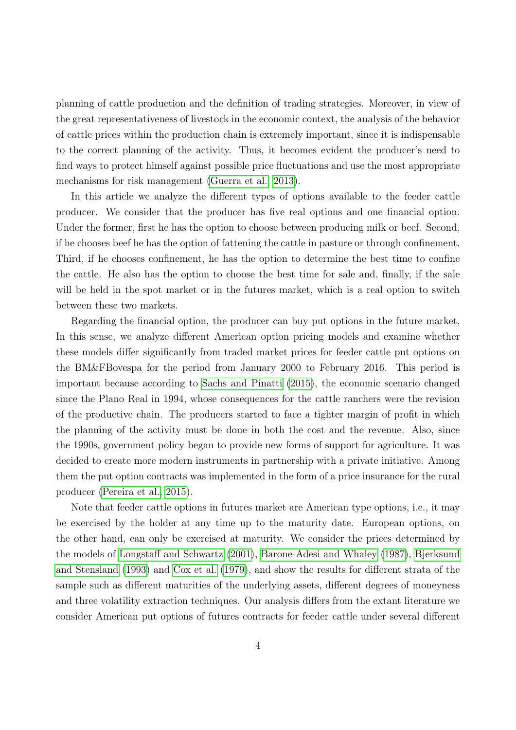planning of cattle production and the definition of trading strategies. Moreover, in view of the great representativeness of livestock in the economic context, the analysis of the behavior of cattle prices within the production chain is extremely important, since it is indispensable to the correct planning of the activity. Thus, it becomes evident the producer's need to find ways to protect himself against possible price fluctuations and use the most appropriate mechanisms for risk management (Guerra et al., 2013).

In this article we analyze the different types of options available to the feeder cattle producer. We consider that the producer has five real options and one financial option. Under the former, first he has the option to choose between producing milk or beef. Second, if he chooses beef he has the option of fattening the cattle in pasture or through confinement. Third, if he chooses confinement, he has the option to determine the best time to confine the cattle. He also has the option to choose the best time for sale and, finally, if the sale will be held in the spot market or in the futures market, which is a real option to switch between these two markets.

Regarding the financial option, the producer can buy put options in the future market. In this sense, we analyze different American option pricing models and examine whether these models differ significantly from traded market prices for feeder cattle put options on the BM&FBovespa for the period from January 2000 to February 2016. This period is important because according to Sachs and Pinatti (2015), the economic scenario changed since the Plano Real in 1994, whose consequences for the cattle ranchers were the revision of the productive chain. The producers started to face a tighter margin of profit in which the planning of the activity must be done in both the cost and the revenue. Also, since the 1990s, government policy began to provide new forms of support for agriculture. It was decided to create more modern instruments in partnership with a private initiative. Among them the put option contracts was implemented in the form of a price insurance for the rural producer (Pereira et al., 2015).

Note that feeder cattle options in futures market are American type options, i.e., it may be exercised by the holder at any time up to the maturity date. European options, on the other hand, can only be exercised at maturity. We consider the prices determined by the models of Longstaff and Schwartz (2001), Barone-Adesi and Whaley (1987), Bjerksund and Stensland (1993) and Cox et al. (1979), and show the results for different strata of the sample such as different maturities of the underlying assets, different degrees of moneyness and three volatility extraction techniques. Our analysis differs from the extant literature we consider American put options of futures contracts for feeder cattle under several different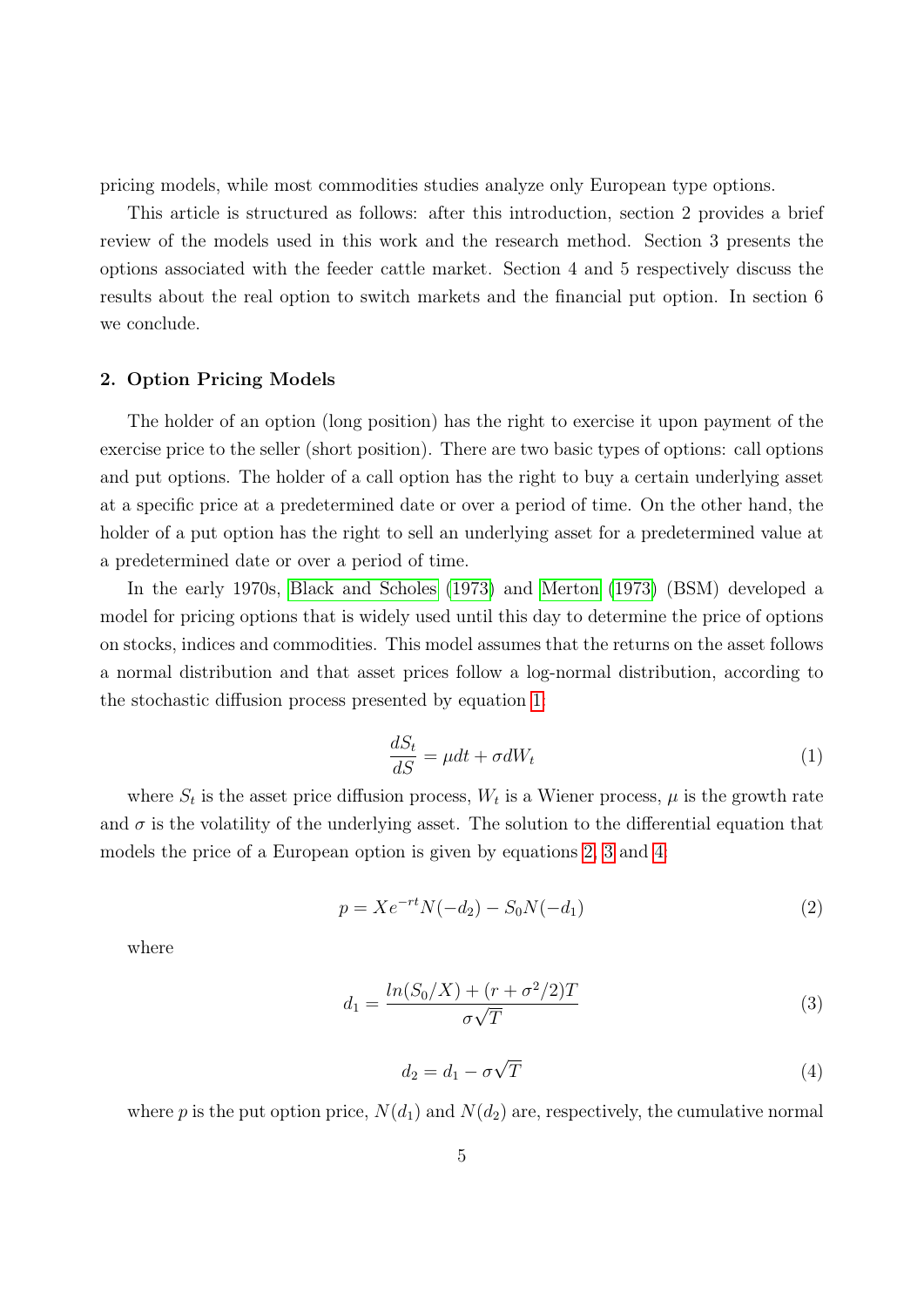pricing models, while most commodities studies analyze only European type options.

This article is structured as follows: after this introduction, section 2 provides a brief review of the models used in this work and the research method. Section 3 presents the options associated with the feeder cattle market. Section 4 and 5 respectively discuss the results about the real option to switch markets and the financial put option. In section 6 we conclude.

## 2. Option Pricing Models

The holder of an option (long position) has the right to exercise it upon payment of the exercise price to the seller (short position). There are two basic types of options: call options and put options. The holder of a call option has the right to buy a certain underlying asset at a specific price at a predetermined date or over a period of time. On the other hand, the holder of a put option has the right to sell an underlying asset for a predetermined value at a predetermined date or over a period of time.

In the early 1970s, Black and Scholes (1973) and Merton (1973) (BSM) developed a model for pricing options that is widely used until this day to determine the price of options on stocks, indices and commodities. This model assumes that the returns on the asset follows a normal distribution and that asset prices follow a log-normal distribution, according to the stochastic diffusion process presented by equation 1:

$$\frac{dS_t}{dS} = \mu dt + \sigma dW_t \tag{1}$$

where $S_t$ is the asset price diffusion process, $W_t$ is a Wiener process, $\mu$ is the growth rate and $\sigma$ is the volatility of the underlying asset. The solution to the differential equation that models the price of a European option is given by equations 2, 3 and 4:

$$p = Xe^{-rt}N(-d_2) - S_0N(-d_1) \tag{2}$$

where

$$d_1 = \frac{ln(S_0/X) + (r + \sigma^2/2)T}{\sigma\sqrt{T}} \tag{3}$$

$$d_2 = d_1 - \sigma\sqrt{T} \tag{4}$$

where $p$ is the put option price, $N(d_1)$ and $N(d_2)$ are, respectively, the cumulative normal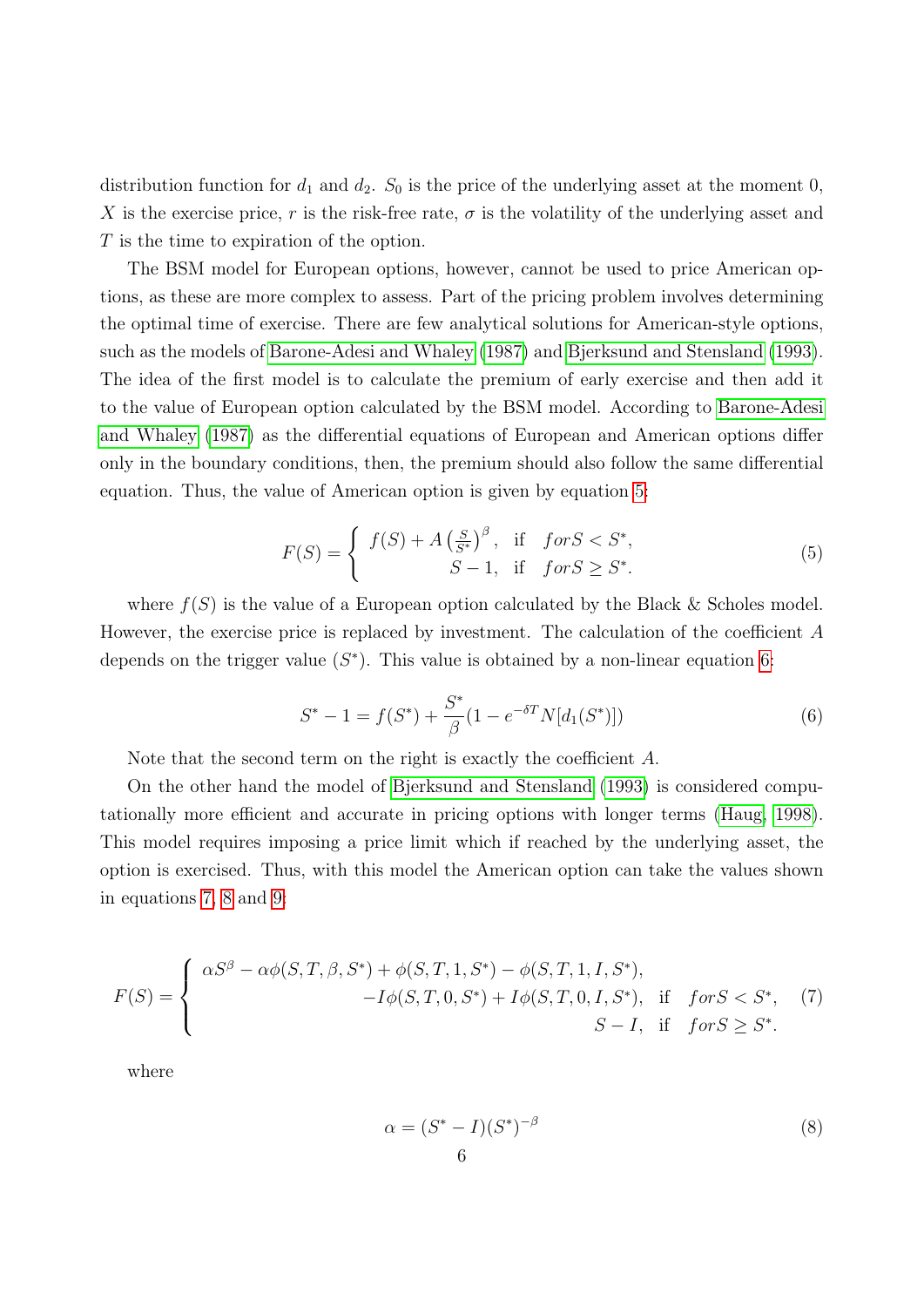distribution function for $d_1$ and $d_2$. $S_0$ is the price of the underlying asset at the moment 0, $X$ is the exercise price, $r$ is the risk-free rate, $\sigma$ is the volatility of the underlying asset and $T$ is the time to expiration of the option.

The BSM model for European options, however, cannot be used to price American options, as these are more complex to assess. Part of the pricing problem involves determining the optimal time of exercise. There are few analytical solutions for American-style options, such as the models of Barone-Adesi and Whaley (1987) and Bjerksund and Stensland (1993). The idea of the first model is to calculate the premium of early exercise and then add it to the value of European option calculated by the BSM model. According to Barone-Adesi and Whaley (1987) as the differential equations of European and American options differ only in the boundary conditions, then, the premium should also follow the same differential equation. Thus, the value of American option is given by equation 5:

$$F(S) = \begin{cases} f(S) + A\left(\frac{S}{S^*}\right)^{\beta}, & \text{if} \quad for S < S^*, \\ S - 1, & \text{if} \quad for S \geq S^*. \end{cases} \tag{5}$$

where $f(S)$ is the value of a European option calculated by the Black & Scholes model. However, the exercise price is replaced by investment. The calculation of the coefficient $A$ depends on the trigger value ($S^*$). This value is obtained by a non-linear equation 6:

$$S^* - 1 = f(S^*) + \frac{S^*}{\beta}(1 - e^{-\delta T} N[d_1(S^*)]) \tag{6}$$

Note that the second term on the right is exactly the coefficient $A$.

On the other hand the model of Bjerksund and Stensland (1993) is considered computationally more efficient and accurate in pricing options with longer terms (Haug, 1998). This model requires imposing a price limit which if reached by the underlying asset, the option is exercised. Thus, with this model the American option can take the values shown in equations 7, 8 and 9:

$$F(S) = \begin{cases} \alpha S^{\beta} - \alpha\phi(S, T, \beta, S^*) + \phi(S, T, 1, S^*) - \phi(S, T, 1, I, S^*), \\ \qquad -I\phi(S, T, 0, S^*) + I\phi(S, T, 0, I, S^*), & \text{if} \quad for S < S^*, \\ \qquad S - I, & \text{if} \quad for S \geq S^*. \end{cases} \tag{7}$$

where

$$\alpha = (S^* - I)(S^*)^{-\beta} \tag{8}$$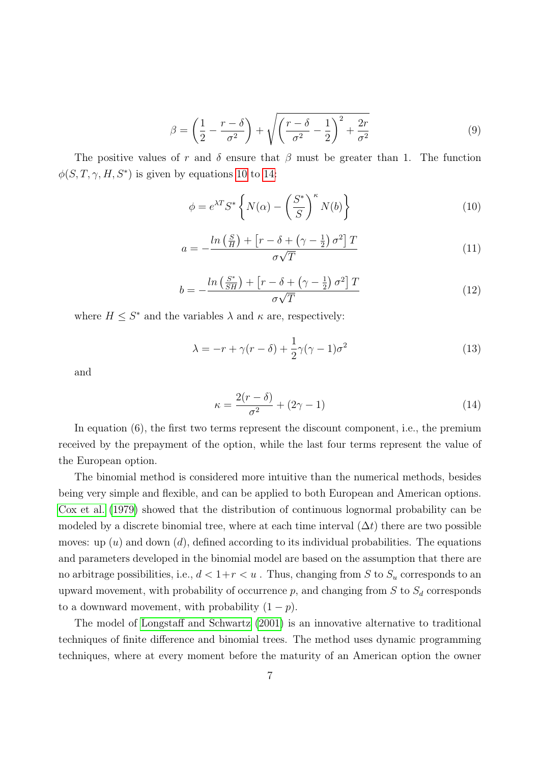$$\beta = \left(\frac{1}{2} - \frac{r-\delta}{\sigma^2}\right) + \sqrt{\left(\frac{r-\delta}{\sigma^2} - \frac{1}{2}\right)^2 + \frac{2r}{\sigma^2}} \tag{9}$$

The positive values of $r$ and $\delta$ ensure that $\beta$ must be greater than 1. The function $\phi(S, T, \gamma, H, S^*)$ is given by equations 10 to 14:

$$\phi = e^{\lambda T} S^* \left\{ N(\alpha) - \left(\frac{S^*}{S}\right)^{\kappa} N(b) \right\} \tag{10}$$

$$a = -\frac{ln\left(\frac{S}{H}\right) + \left[r - \delta + \left(\gamma - \frac{1}{2}\right)\sigma^2\right]T}{\sigma\sqrt{T}} \tag{11}$$

$$b = -\frac{ln\left(\frac{S^*}{SH}\right) + \left[r - \delta + \left(\gamma - \frac{1}{2}\right)\sigma^2\right]T}{\sigma\sqrt{T}} \tag{12}$$

where $H \leq S^*$ and the variables $\lambda$ and $\kappa$ are, respectively:

$$\lambda = -r + \gamma(r - \delta) + \frac{1}{2}\gamma(\gamma - 1)\sigma^2 \tag{13}$$

and

$$\kappa = \frac{2(r-\delta)}{\sigma^2} + (2\gamma - 1) \tag{14}$$

In equation (6), the first two terms represent the discount component, i.e., the premium received by the prepayment of the option, while the last four terms represent the value of the European option.

The binomial method is considered more intuitive than the numerical methods, besides being very simple and flexible, and can be applied to both European and American options. Cox et al. (1979) showed that the distribution of continuous lognormal probability can be modeled by a discrete binomial tree, where at each time interval ($\Delta t$) there are two possible moves: up ($u$) and down ($d$), defined according to its individual probabilities. The equations and parameters developed in the binomial model are based on the assumption that there are no arbitrage possibilities, i.e., $d < 1+r < u$ . Thus, changing from $S$ to $S_u$ corresponds to an upward movement, with probability of occurrence $p$, and changing from $S$ to $S_d$ corresponds to a downward movement, with probability $(1 - p)$.

The model of Longstaff and Schwartz (2001) is an innovative alternative to traditional techniques of finite difference and binomial trees. The method uses dynamic programming techniques, where at every moment before the maturity of an American option the owner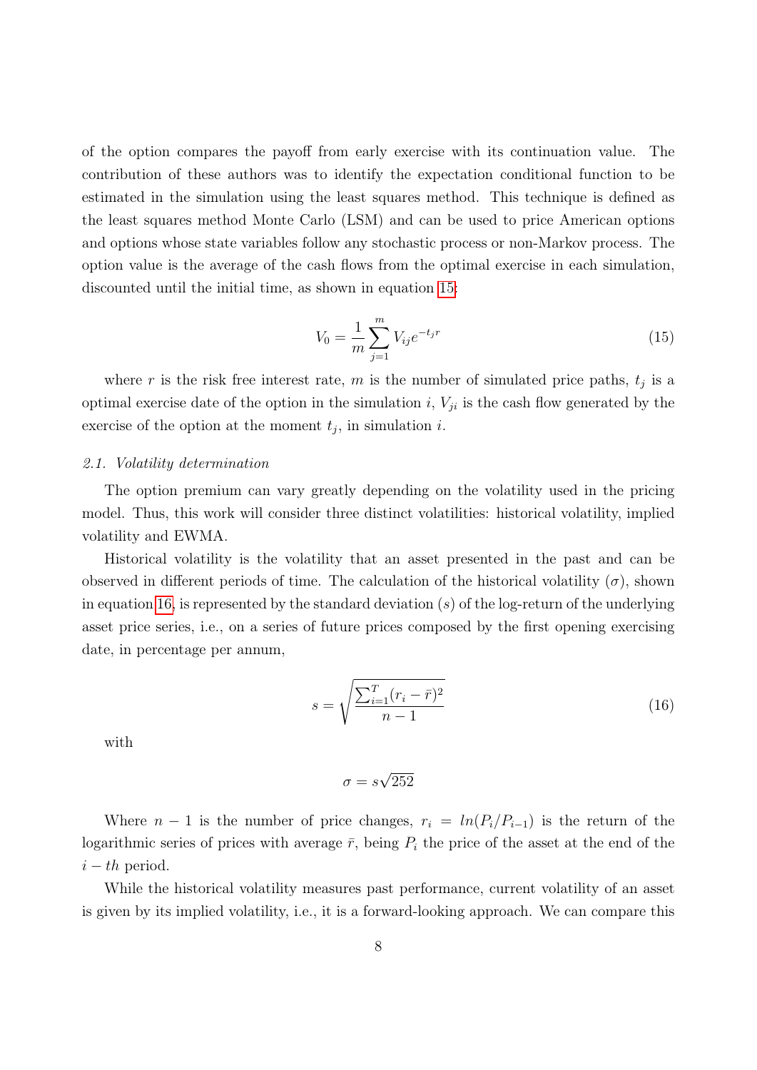of the option compares the payoff from early exercise with its continuation value. The contribution of these authors was to identify the expectation conditional function to be estimated in the simulation using the least squares method. This technique is defined as the least squares method Monte Carlo (LSM) and can be used to price American options and options whose state variables follow any stochastic process or non-Markov process. The option value is the average of the cash flows from the optimal exercise in each simulation, discounted until the initial time, as shown in equation 15:

$$V_0 = \frac{1}{m} \sum_{j=1}^{m} V_{ij} e^{-t_j r} \tag{15}$$

where $r$ is the risk free interest rate, $m$ is the number of simulated price paths, $t_j$ is a optimal exercise date of the option in the simulation $i$, $V_{ji}$ is the cash flow generated by the exercise of the option at the moment $t_j$, in simulation $i$.

### *2.1. Volatility determination*

The option premium can vary greatly depending on the volatility used in the pricing model. Thus, this work will consider three distinct volatilities: historical volatility, implied volatility and EWMA.

Historical volatility is the volatility that an asset presented in the past and can be observed in different periods of time. The calculation of the historical volatility ($\sigma$), shown in equation 16, is represented by the standard deviation ($s$) of the log-return of the underlying asset price series, i.e., on a series of future prices composed by the first opening exercising date, in percentage per annum,

$$s = \sqrt{\frac{\sum_{i=1}^{T} (r_i - \bar{r})^2}{n-1}} \tag{16}$$

with

$$\sigma = s\sqrt{252}$$

Where $n-1$ is the number of price changes, $r_i = ln(P_i/P_{i-1})$ is the return of the logarithmic series of prices with average $\bar{r}$, being $P_i$ the price of the asset at the end of the $i-th$ period.

While the historical volatility measures past performance, current volatility of an asset is given by its implied volatility, i.e., it is a forward-looking approach. We can compare this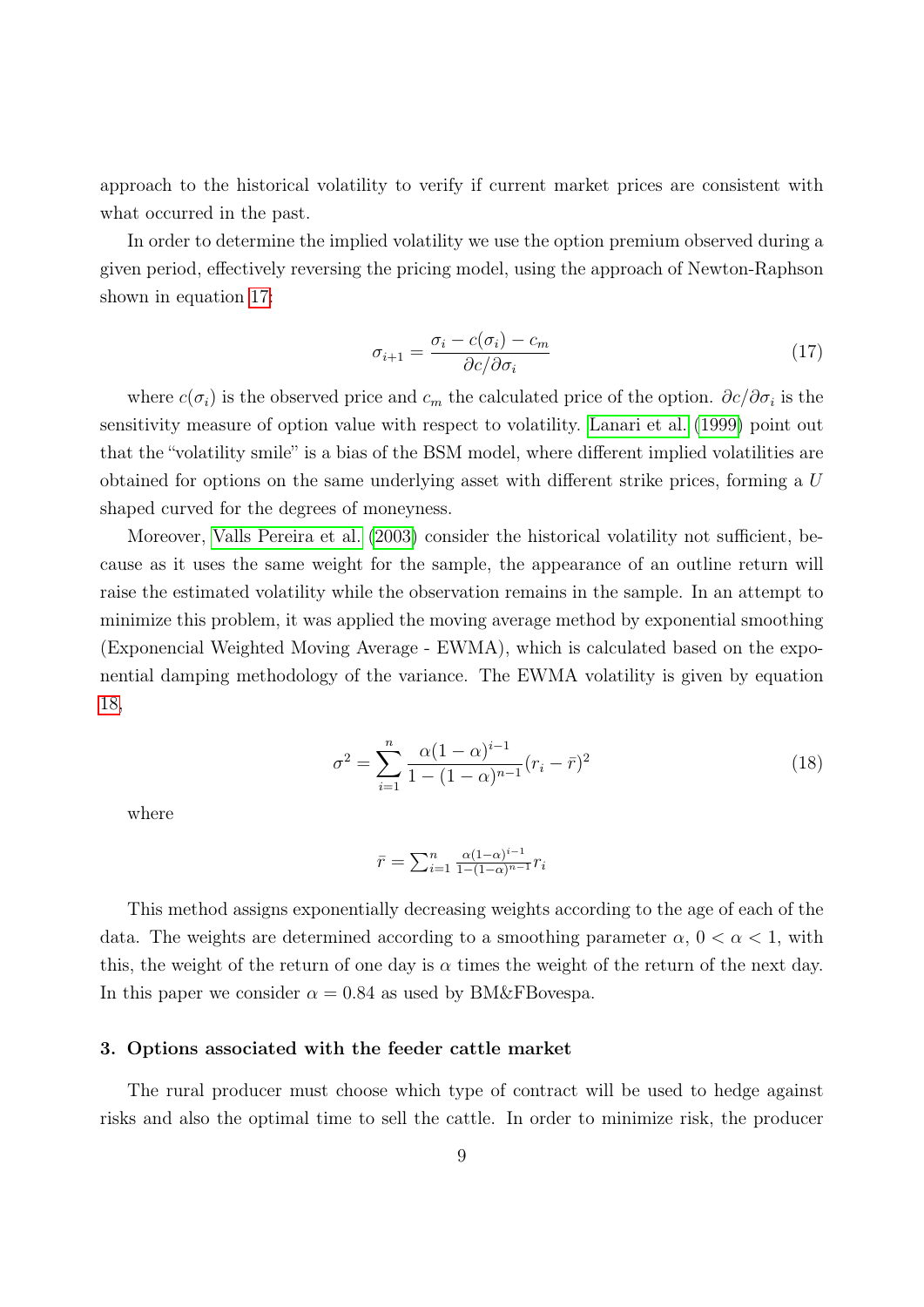approach to the historical volatility to verify if current market prices are consistent with what occurred in the past.

In order to determine the implied volatility we use the option premium observed during a given period, effectively reversing the pricing model, using the approach of Newton-Raphson shown in equation 17:

$$\sigma_{i+1} = \frac{\sigma_i - c(\sigma_i) - c_m}{\partial c / \partial \sigma_i} \tag{17}$$

where $c(\sigma_i)$ is the observed price and $c_m$ the calculated price of the option. $\partial c / \partial \sigma_i$ is the sensitivity measure of option value with respect to volatility. Lanari et al. (1999) point out that the "volatility smile" is a bias of the BSM model, where different implied volatilities are obtained for options on the same underlying asset with different strike prices, forming a $U$ shaped curved for the degrees of moneyness.

Moreover, Valls Pereira et al. (2003) consider the historical volatility not sufficient, because as it uses the same weight for the sample, the appearance of an outline return will raise the estimated volatility while the observation remains in the sample. In an attempt to minimize this problem, it was applied the moving average method by exponential smoothing (Exponencial Weighted Moving Average - EWMA), which is calculated based on the exponential damping methodology of the variance. The EWMA volatility is given by equation 18,

$$\sigma^2 = \sum_{i=1}^{n} \frac{\alpha(1-\alpha)^{i-1}}{1-(1-\alpha)^{n-1}} (r_i - \bar{r})^2 \tag{18}$$

where

$$\bar{r} = \textstyle\sum_{i=1}^{n} \frac{\alpha(1-\alpha)^{i-1}}{1-(1-\alpha)^{n-1}} r_i$$

This method assigns exponentially decreasing weights according to the age of each of the data. The weights are determined according to a smoothing parameter $\alpha$, $0 < \alpha < 1$, with this, the weight of the return of one day is $\alpha$ times the weight of the return of the next day. In this paper we consider $\alpha = 0.84$ as used by BM&FBovespa.

### 3. Options associated with the feeder cattle market

The rural producer must choose which type of contract will be used to hedge against risks and also the optimal time to sell the cattle. In order to minimize risk, the producer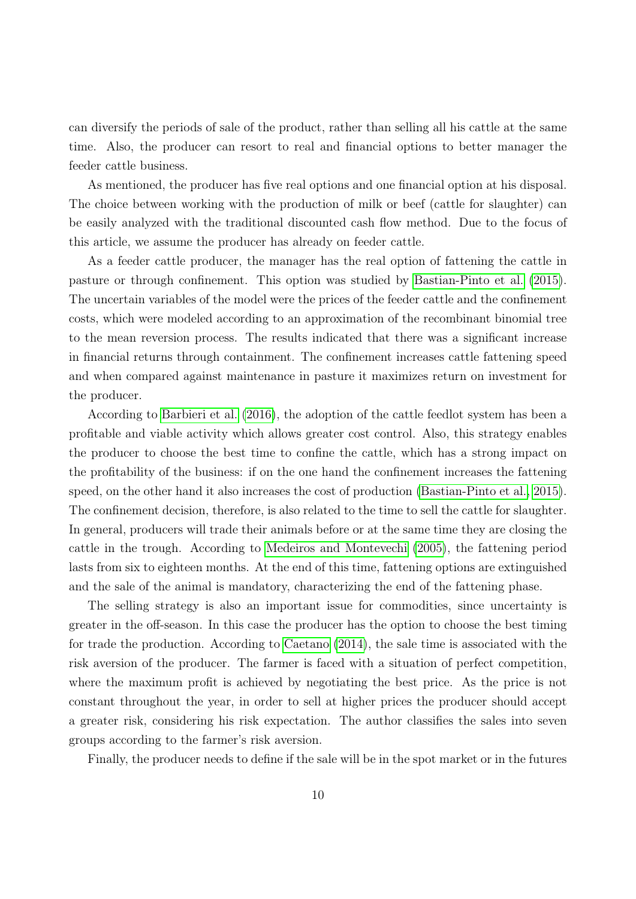can diversify the periods of sale of the product, rather than selling all his cattle at the same time. Also, the producer can resort to real and financial options to better manager the feeder cattle business.

As mentioned, the producer has five real options and one financial option at his disposal. The choice between working with the production of milk or beef (cattle for slaughter) can be easily analyzed with the traditional discounted cash flow method. Due to the focus of this article, we assume the producer has already on feeder cattle.

As a feeder cattle producer, the manager has the real option of fattening the cattle in pasture or through confinement. This option was studied by Bastian-Pinto et al. (2015). The uncertain variables of the model were the prices of the feeder cattle and the confinement costs, which were modeled according to an approximation of the recombinant binomial tree to the mean reversion process. The results indicated that there was a significant increase in financial returns through containment. The confinement increases cattle fattening speed and when compared against maintenance in pasture it maximizes return on investment for the producer.

According to Barbieri et al. (2016), the adoption of the cattle feedlot system has been a profitable and viable activity which allows greater cost control. Also, this strategy enables the producer to choose the best time to confine the cattle, which has a strong impact on the profitability of the business: if on the one hand the confinement increases the fattening speed, on the other hand it also increases the cost of production (Bastian-Pinto et al., 2015). The confinement decision, therefore, is also related to the time to sell the cattle for slaughter. In general, producers will trade their animals before or at the same time they are closing the cattle in the trough. According to Medeiros and Montevechi (2005), the fattening period lasts from six to eighteen months. At the end of this time, fattening options are extinguished and the sale of the animal is mandatory, characterizing the end of the fattening phase.

The selling strategy is also an important issue for commodities, since uncertainty is greater in the off-season. In this case the producer has the option to choose the best timing for trade the production. According to Caetano (2014), the sale time is associated with the risk aversion of the producer. The farmer is faced with a situation of perfect competition, where the maximum profit is achieved by negotiating the best price. As the price is not constant throughout the year, in order to sell at higher prices the producer should accept a greater risk, considering his risk expectation. The author classifies the sales into seven groups according to the farmer's risk aversion.

Finally, the producer needs to define if the sale will be in the spot market or in the futures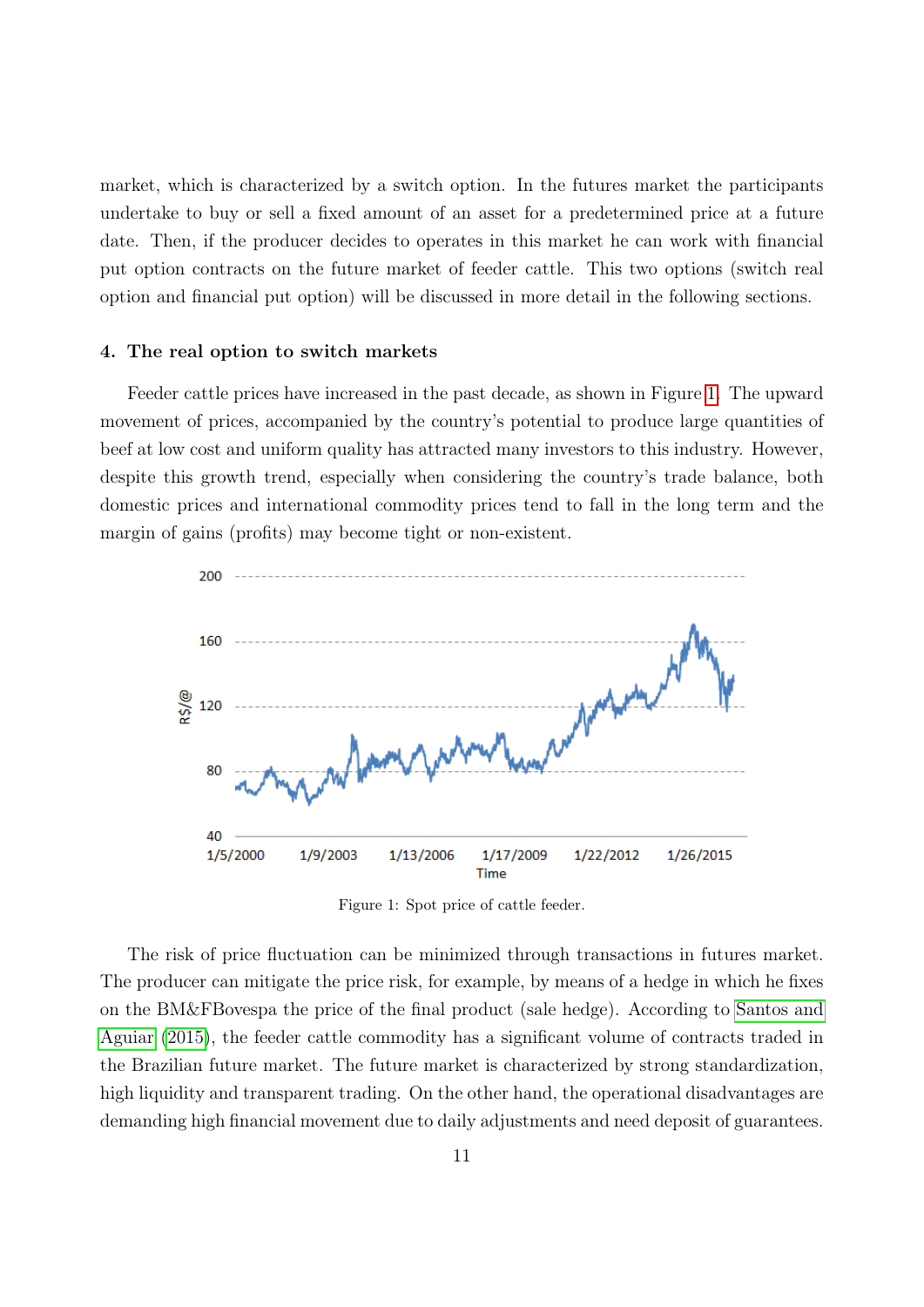market, which is characterized by a switch option. In the futures market the participants undertake to buy or sell a fixed amount of an asset for a predetermined price at a future date. Then, if the producer decides to operates in this market he can work with financial put option contracts on the future market of feeder cattle. This two options (switch real option and financial put option) will be discussed in more detail in the following sections.

## 4. The real option to switch markets

Feeder cattle prices have increased in the past decade, as shown in Figure 1. The upward movement of prices, accompanied by the country's potential to produce large quantities of beef at low cost and uniform quality has attracted many investors to this industry. However, despite this growth trend, especially when considering the country's trade balance, both domestic prices and international commodity prices tend to fall in the long term and the margin of gains (profits) may become tight or non-existent.

Figure 1: Spot price of cattle feeder.

The risk of price fluctuation can be minimized through transactions in futures market. The producer can mitigate the price risk, for example, by means of a hedge in which he fixes on the BM&FBovespa the price of the final product (sale hedge). According to Santos and Aguiar (2015), the feeder cattle commodity has a significant volume of contracts traded in the Brazilian future market. The future market is characterized by strong standardization, high liquidity and transparent trading. On the other hand, the operational disadvantages are demanding high financial movement due to daily adjustments and need deposit of guarantees.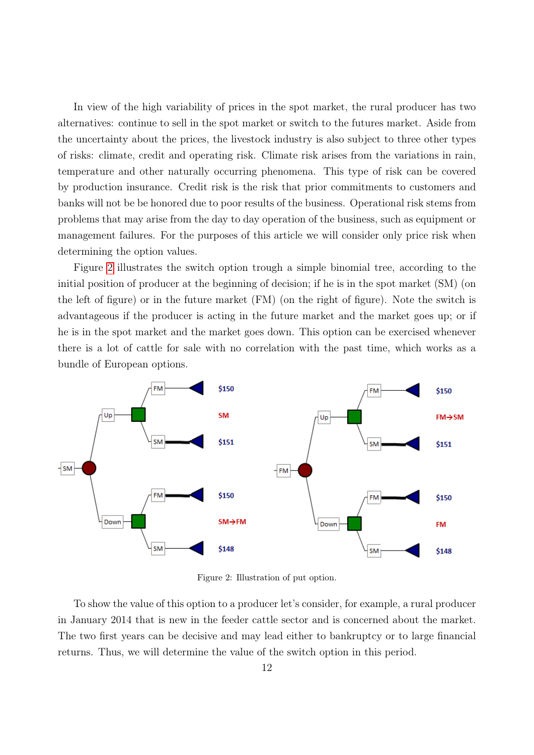In view of the high variability of prices in the spot market, the rural producer has two alternatives: continue to sell in the spot market or switch to the futures market. Aside from the uncertainty about the prices, the livestock industry is also subject to three other types of risks: climate, credit and operating risk. Climate risk arises from the variations in rain, temperature and other naturally occurring phenomena. This type of risk can be covered by production insurance. Credit risk is the risk that prior commitments to customers and banks will not be be honored due to poor results of the business. Operational risk stems from problems that may arise from the day to day operation of the business, such as equipment or management failures. For the purposes of this article we will consider only price risk when determining the option values.

Figure 2 illustrates the switch option trough a simple binomial tree, according to the initial position of producer at the beginning of decision; if he is in the spot market (SM) (on the left of figure) or in the future market (FM) (on the right of figure). Note the switch is advantageous if the producer is acting in the future market and the market goes up; or if he is in the spot market and the market goes down. This option can be exercised whenever there is a lot of cattle for sale with no correlation with the past time, which works as a bundle of European options.

Figure 2: Illustration of put option.

To show the value of this option to a producer let's consider, for example, a rural producer in January 2014 that is new in the feeder cattle sector and is concerned about the market. The two first years can be decisive and may lead either to bankruptcy or to large financial returns. Thus, we will determine the value of the switch option in this period.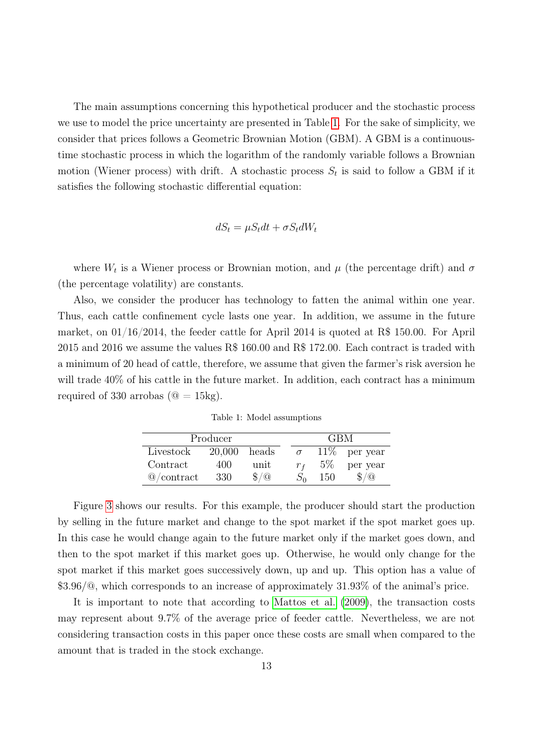The main assumptions concerning this hypothetical producer and the stochastic process we use to model the price uncertainty are presented in Table 1. For the sake of simplicity, we consider that prices follows a Geometric Brownian Motion (GBM). A GBM is a continuous-time stochastic process in which the logarithm of the randomly variable follows a Brownian motion (Wiener process) with drift. A stochastic process $S_t$ is said to follow a GBM if it satisfies the following stochastic differential equation:

$$dS_t = \mu S_t dt + \sigma S_t dW_t$$

where $W_t$ is a Wiener process or Brownian motion, and $\mu$ (the percentage drift) and $\sigma$ (the percentage volatility) are constants.

Also, we consider the producer has technology to fatten the animal within one year. Thus, each cattle confinement cycle lasts one year. In addition, we assume in the future market, on 01/16/2014, the feeder cattle for April 2014 is quoted at R$ 150.00. For April 2015 and 2016 we assume the values R$ 160.00 and R$ 172.00. Each contract is traded with a minimum of 20 head of cattle, therefore, we assume that given the farmer's risk aversion he will trade 40% of his cattle in the future market. In addition, each contract has a minimum required of 330 arrobas (@ = 15kg).

Table 1: Model assumptions

| Producer | | | GBM | | |
|---|---|---|---|---|---|
| Livestock | 20,000 | heads | $\sigma$ | 11% | per year |
| Contract | 400 | unit | $r_f$ | 5% | per year |
| @/contract | 330 | \$/@ | $S_0$ | 150 | \$/@ |

Figure 3 shows our results. For this example, the producer should start the production by selling in the future market and change to the spot market if the spot market goes up. In this case he would change again to the future market only if the market goes down, and then to the spot market if this market goes up. Otherwise, he would only change for the spot market if this market goes successively down, up and up. This option has a value of \$3.96/@, which corresponds to an increase of approximately 31.93% of the animal's price.

It is important to note that according to Mattos et al. (2009), the transaction costs may represent about 9.7% of the average price of feeder cattle. Nevertheless, we are not considering transaction costs in this paper once these costs are small when compared to the amount that is traded in the stock exchange.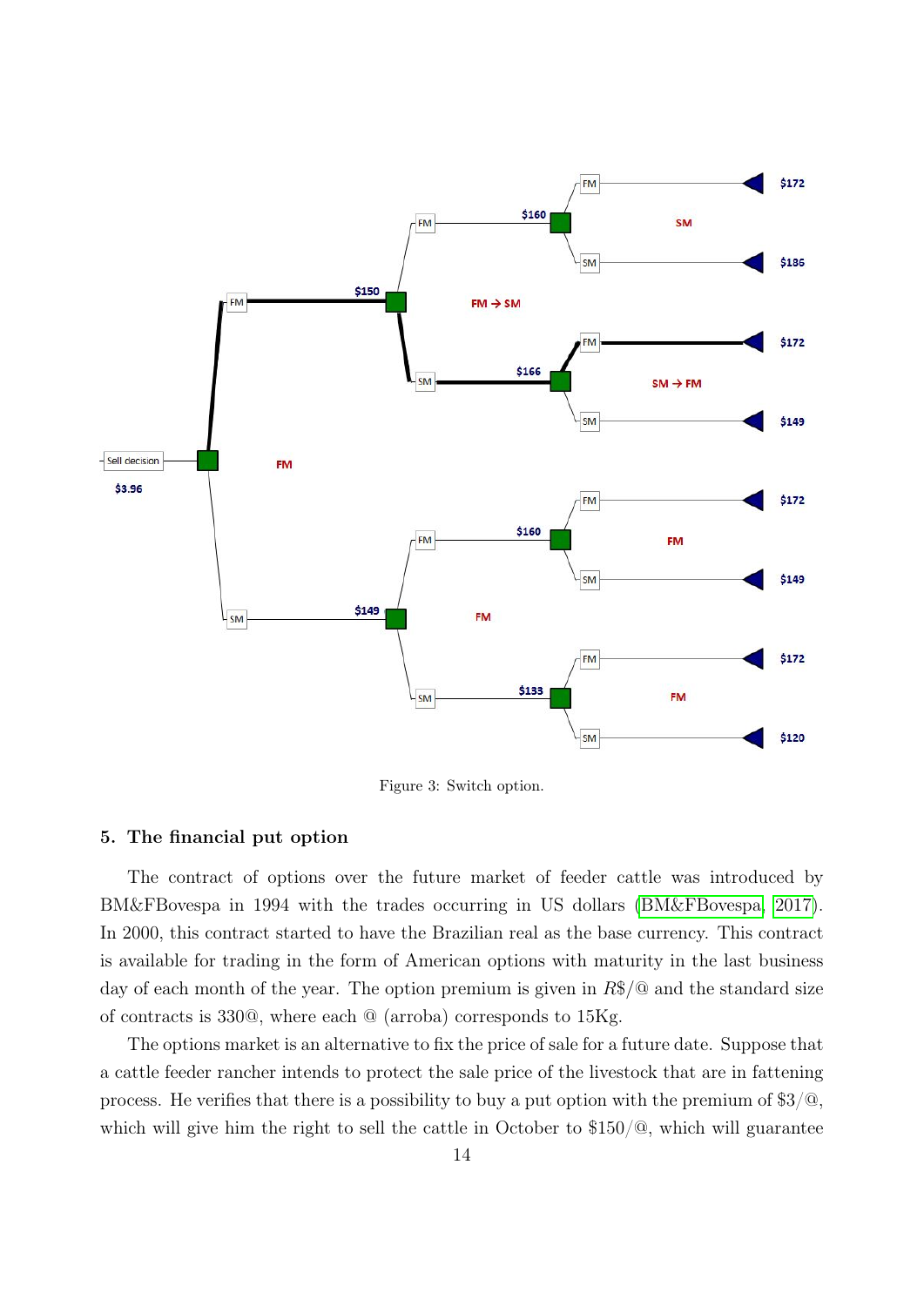Figure 3: Switch option.

## 5. The financial put option

The contract of options over the future market of feeder cattle was introduced by BM&FBovespa in 1994 with the trades occurring in US dollars (BM&FBovespa, 2017). In 2000, this contract started to have the Brazilian real as the base currency. This contract is available for trading in the form of American options with maturity in the last business day of each month of the year. The option premium is given in $R\$/@$ and the standard size of contracts is 330@, where each @ (arroba) corresponds to 15Kg.

The options market is an alternative to fix the price of sale for a future date. Suppose that a cattle feeder rancher intends to protect the sale price of the livestock that are in fattening process. He verifies that there is a possibility to buy a put option with the premium of $3/@, which will give him the right to sell the cattle in October to $150/@, which will guarantee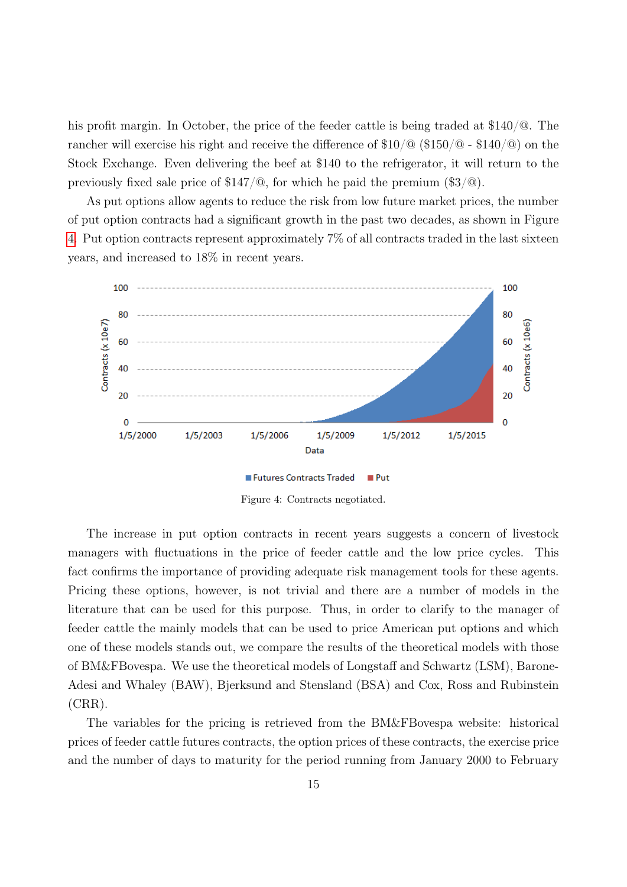his profit margin. In October, the price of the feeder cattle is being traded at $140/@. The rancher will exercise his right and receive the difference of $10/@ ($150/@ - $140/@) on the Stock Exchange. Even delivering the beef at $140 to the refrigerator, it will return to the previously fixed sale price of $147/@, for which he paid the premium ($3/@).

As put options allow agents to reduce the risk from low future market prices, the number of put option contracts had a significant growth in the past two decades, as shown in Figure 4. Put option contracts represent approximately 7% of all contracts traded in the last sixteen years, and increased to 18% in recent years.

Figure 4: Contracts negotiated.

The increase in put option contracts in recent years suggests a concern of livestock managers with fluctuations in the price of feeder cattle and the low price cycles. This fact confirms the importance of providing adequate risk management tools for these agents. Pricing these options, however, is not trivial and there are a number of models in the literature that can be used for this purpose. Thus, in order to clarify to the manager of feeder cattle the mainly models that can be used to price American put options and which one of these models stands out, we compare the results of the theoretical models with those of BM&FBovespa. We use the theoretical models of Longstaff and Schwartz (LSM), Barone-Adesi and Whaley (BAW), Bjerksund and Stensland (BSA) and Cox, Ross and Rubinstein (CRR).

The variables for the pricing is retrieved from the BM&FBovespa website: historical prices of feeder cattle futures contracts, the option prices of these contracts, the exercise price and the number of days to maturity for the period running from January 2000 to February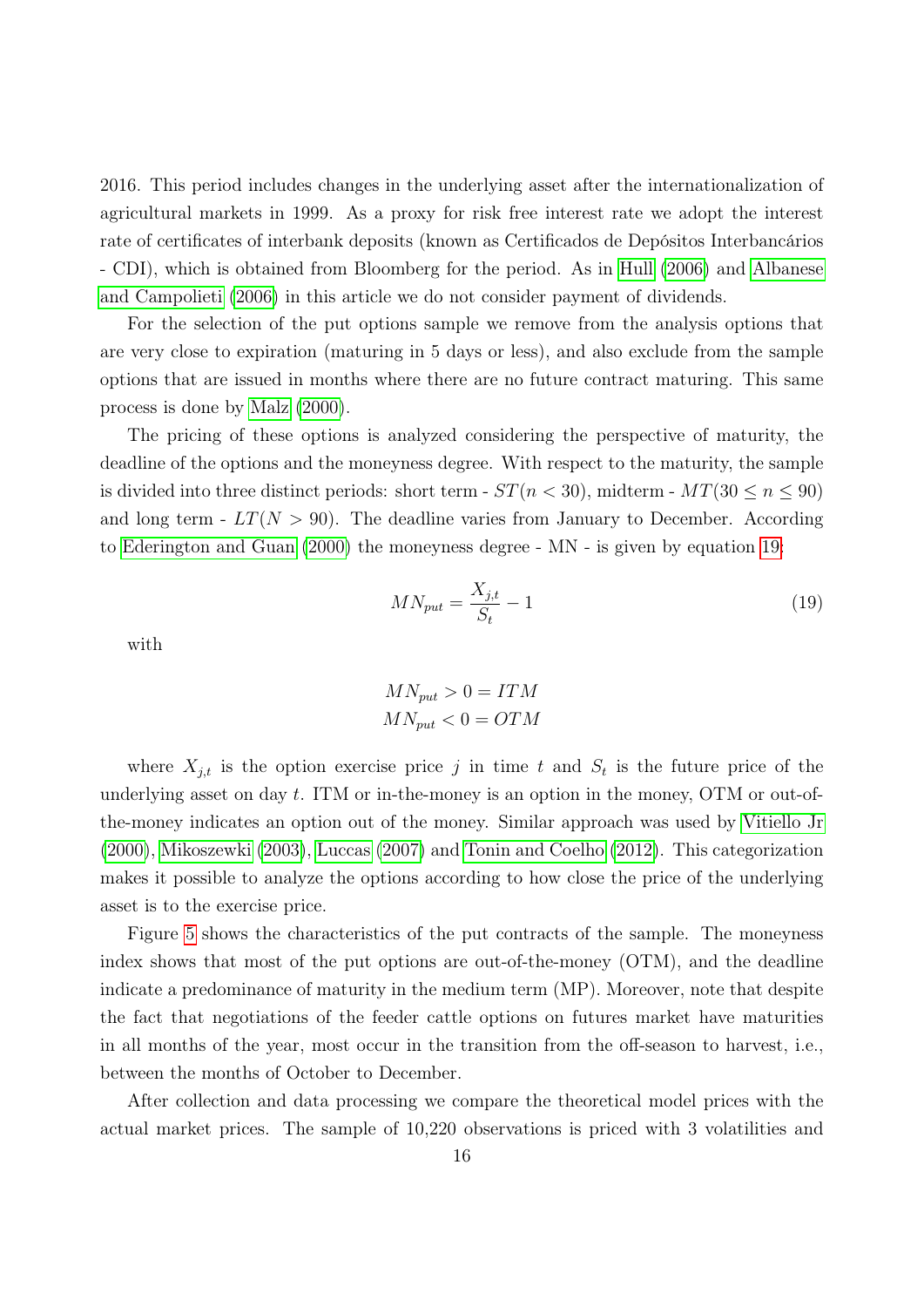2016. This period includes changes in the underlying asset after the internationalization of agricultural markets in 1999. As a proxy for risk free interest rate we adopt the interest rate of certificates of interbank deposits (known as Certificados de Depósitos Interbancários - CDI), which is obtained from Bloomberg for the period. As in Hull (2006) and Albanese and Campolieti (2006) in this article we do not consider payment of dividends.

For the selection of the put options sample we remove from the analysis options that are very close to expiration (maturing in 5 days or less), and also exclude from the sample options that are issued in months where there are no future contract maturing. This same process is done by Malz (2000).

The pricing of these options is analyzed considering the perspective of maturity, the deadline of the options and the moneyness degree. With respect to the maturity, the sample is divided into three distinct periods: short term - $ST(n < 30)$, midterm - $MT(30 \leq n \leq 90)$ and long term - $LT(N > 90)$. The deadline varies from January to December. According to Ederington and Guan (2000) the moneyness degree - MN - is given by equation 19:

$$MN_{put} = \frac{X_{j,t}}{S_t} - 1 \tag{19}$$

with

$$MN_{put} > 0 = ITM$$
$$MN_{put} < 0 = OTM$$

where $X_{j,t}$ is the option exercise price $j$ in time $t$ and $S_t$ is the future price of the underlying asset on day $t$. ITM or in-the-money is an option in the money, OTM or out-of-the-money indicates an option out of the money. Similar approach was used by Vitiello Jr (2000), Mikoszewki (2003), Luccas (2007) and Tonin and Coelho (2012). This categorization makes it possible to analyze the options according to how close the price of the underlying asset is to the exercise price.

Figure 5 shows the characteristics of the put contracts of the sample. The moneyness index shows that most of the put options are out-of-the-money (OTM), and the deadline indicate a predominance of maturity in the medium term (MP). Moreover, note that despite the fact that negotiations of the feeder cattle options on futures market have maturities in all months of the year, most occur in the transition from the off-season to harvest, i.e., between the months of October to December.

After collection and data processing we compare the theoretical model prices with the actual market prices. The sample of 10,220 observations is priced with 3 volatilities and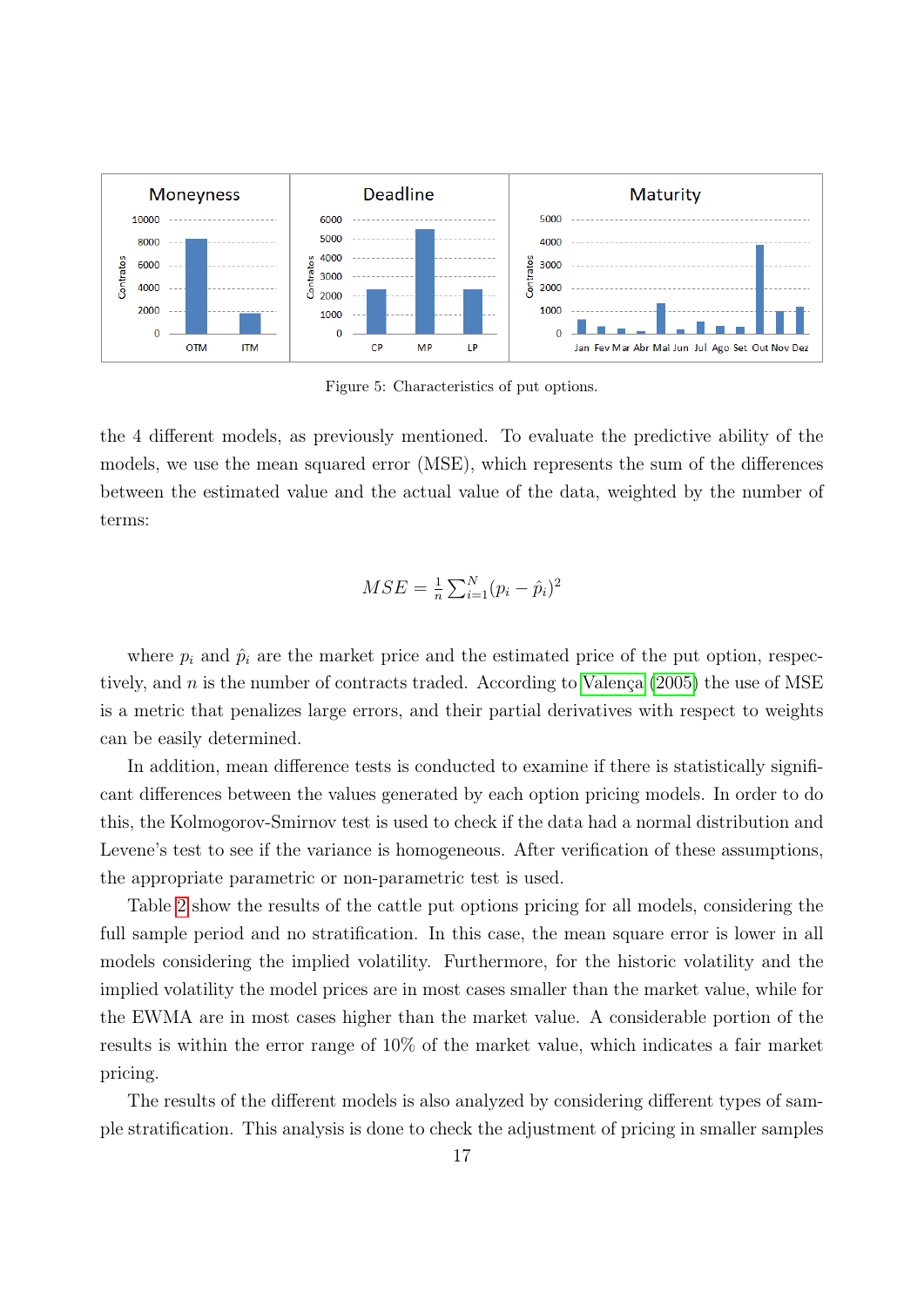Figure 5: Characteristics of put options.

the 4 different models, as previously mentioned. To evaluate the predictive ability of the models, we use the mean squared error (MSE), which represents the sum of the differences between the estimated value and the actual value of the data, weighted by the number of terms:

$$MSE = \frac{1}{n}\sum_{i=1}^{N}(p_i - \hat{p}_i)^2$$

where $p_i$ and $\hat{p}_i$ are the market price and the estimated price of the put option, respectively, and $n$ is the number of contracts traded. According to Valença (2005) the use of MSE is a metric that penalizes large errors, and their partial derivatives with respect to weights can be easily determined.

In addition, mean difference tests is conducted to examine if there is statistically significant differences between the values generated by each option pricing models. In order to do this, the Kolmogorov-Smirnov test is used to check if the data had a normal distribution and Levene's test to see if the variance is homogeneous. After verification of these assumptions, the appropriate parametric or non-parametric test is used.

Table 2 show the results of the cattle put options pricing for all models, considering the full sample period and no stratification. In this case, the mean square error is lower in all models considering the implied volatility. Furthermore, for the historic volatility and the implied volatility the model prices are in most cases smaller than the market value, while for the EWMA are in most cases higher than the market value. A considerable portion of the results is within the error range of 10% of the market value, which indicates a fair market pricing.

The results of the different models is also analyzed by considering different types of sample stratification. This analysis is done to check the adjustment of pricing in smaller samples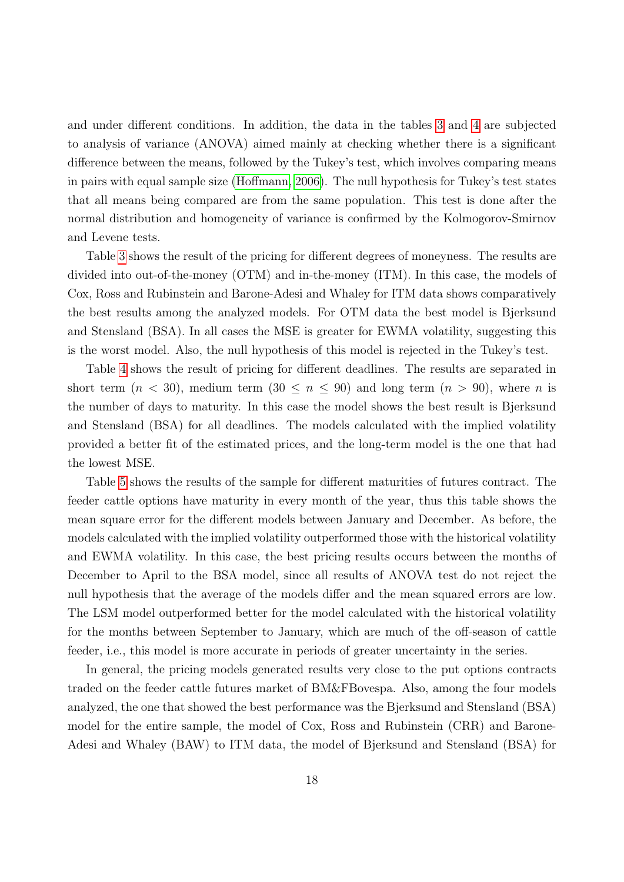and under different conditions. In addition, the data in the tables 3 and 4 are subjected to analysis of variance (ANOVA) aimed mainly at checking whether there is a significant difference between the means, followed by the Tukey's test, which involves comparing means in pairs with equal sample size (Hoffmann, 2006). The null hypothesis for Tukey's test states that all means being compared are from the same population. This test is done after the normal distribution and homogeneity of variance is confirmed by the Kolmogorov-Smirnov and Levene tests.

Table 3 shows the result of the pricing for different degrees of moneyness. The results are divided into out-of-the-money (OTM) and in-the-money (ITM). In this case, the models of Cox, Ross and Rubinstein and Barone-Adesi and Whaley for ITM data shows comparatively the best results among the analyzed models. For OTM data the best model is Bjerksund and Stensland (BSA). In all cases the MSE is greater for EWMA volatility, suggesting this is the worst model. Also, the null hypothesis of this model is rejected in the Tukey's test.

Table 4 shows the result of pricing for different deadlines. The results are separated in short term ($n < 30$), medium term ($30 \leq n \leq 90$) and long term ($n > 90$), where $n$ is the number of days to maturity. In this case the model shows the best result is Bjerksund and Stensland (BSA) for all deadlines. The models calculated with the implied volatility provided a better fit of the estimated prices, and the long-term model is the one that had the lowest MSE.

Table 5 shows the results of the sample for different maturities of futures contract. The feeder cattle options have maturity in every month of the year, thus this table shows the mean square error for the different models between January and December. As before, the models calculated with the implied volatility outperformed those with the historical volatility and EWMA volatility. In this case, the best pricing results occurs between the months of December to April to the BSA model, since all results of ANOVA test do not reject the null hypothesis that the average of the models differ and the mean squared errors are low. The LSM model outperformed better for the model calculated with the historical volatility for the months between September to January, which are much of the off-season of cattle feeder, i.e., this model is more accurate in periods of greater uncertainty in the series.

In general, the pricing models generated results very close to the put options contracts traded on the feeder cattle futures market of BM&FBovespa. Also, among the four models analyzed, the one that showed the best performance was the Bjerksund and Stensland (BSA) model for the entire sample, the model of Cox, Ross and Rubinstein (CRR) and Barone-Adesi and Whaley (BAW) to ITM data, the model of Bjerksund and Stensland (BSA) for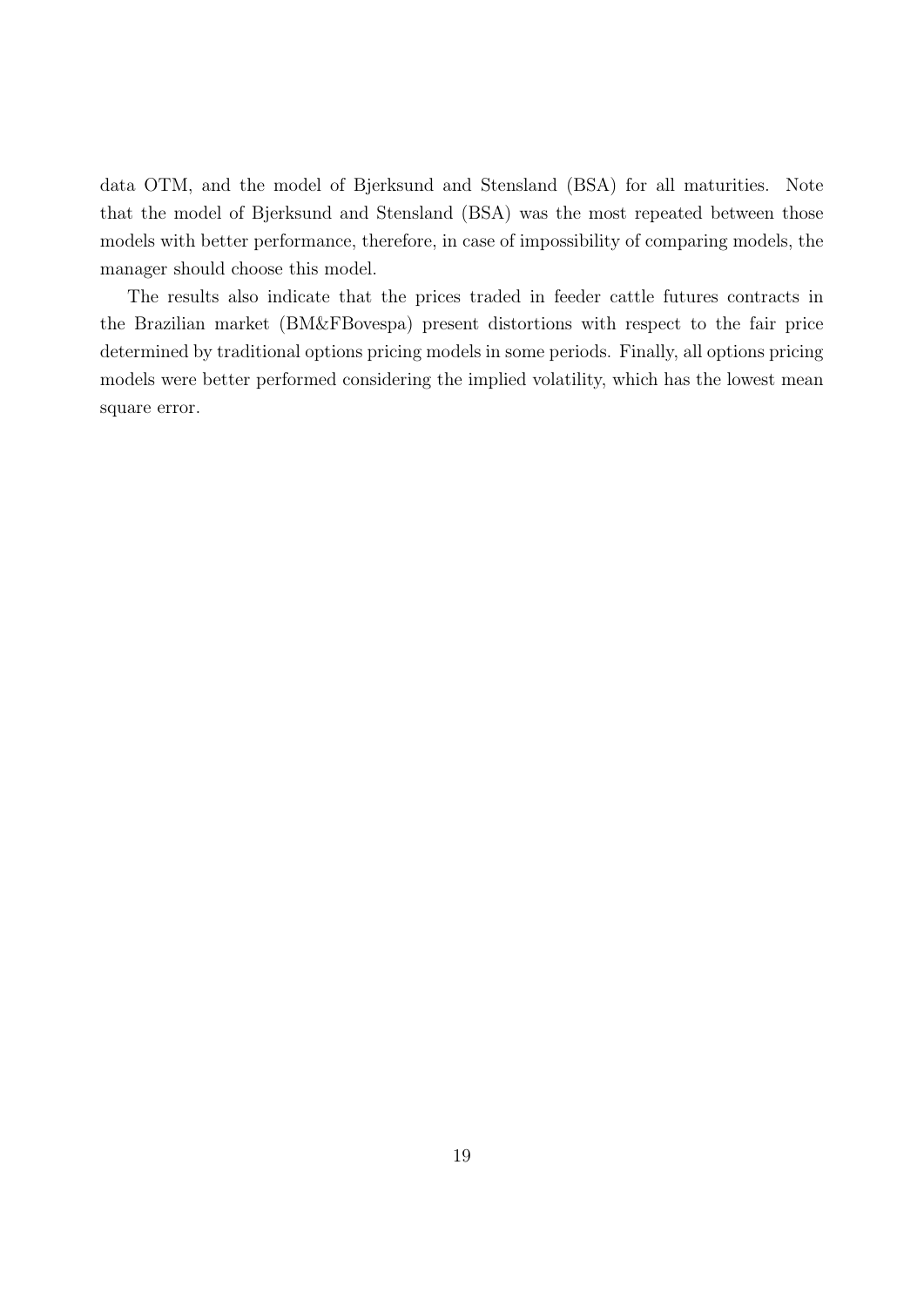data OTM, and the model of Bjerksund and Stensland (BSA) for all maturities. Note that the model of Bjerksund and Stensland (BSA) was the most repeated between those models with better performance, therefore, in case of impossibility of comparing models, the manager should choose this model.

The results also indicate that the prices traded in feeder cattle futures contracts in the Brazilian market (BM&FBovespa) present distortions with respect to the fair price determined by traditional options pricing models in some periods. Finally, all options pricing models were better performed considering the implied volatility, which has the lowest mean square error.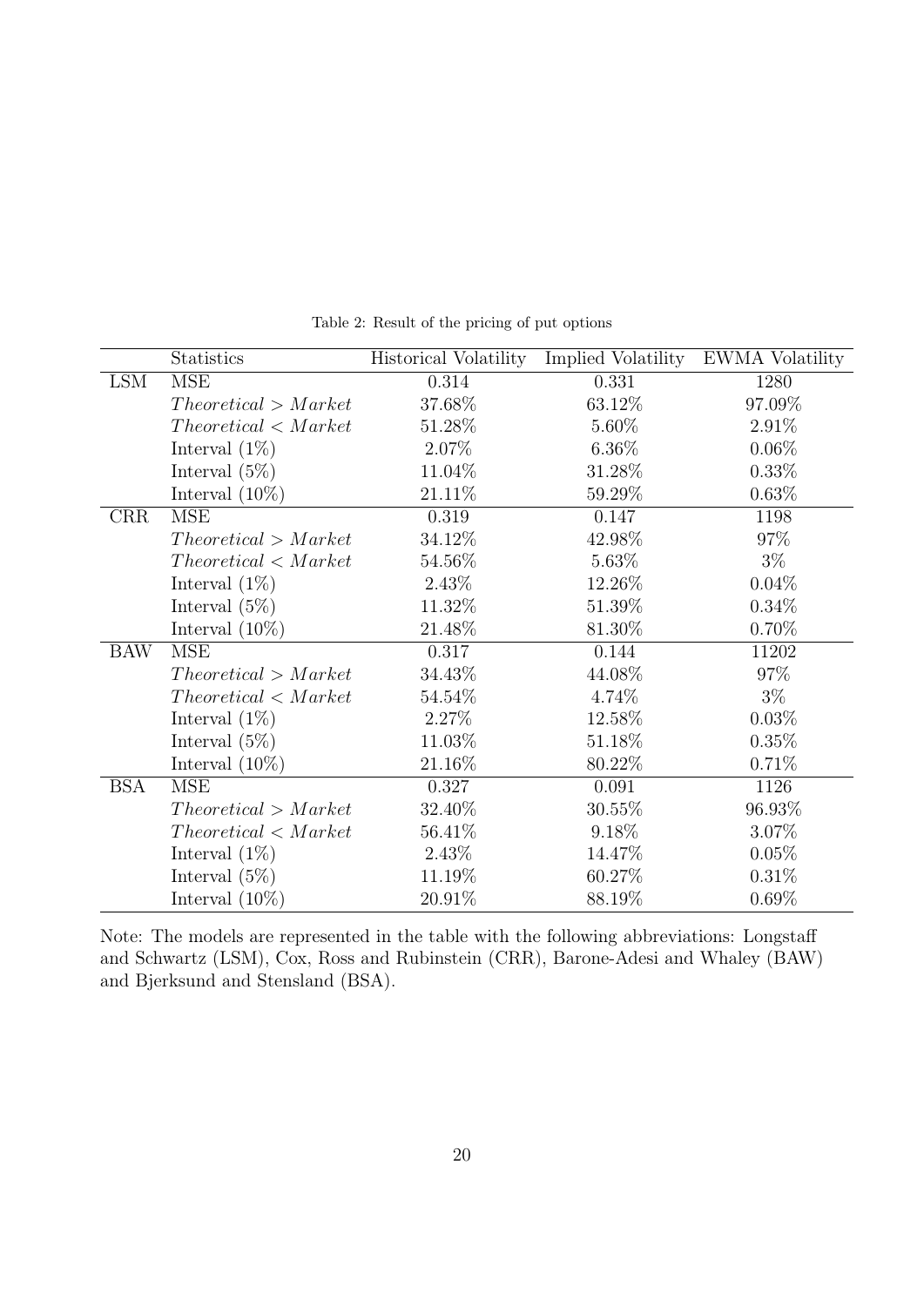Table 2: Result of the pricing of put options

| | Statistics | Historical Volatility | Implied Volatility | EWMA Volatility |
|---|---|---|---|---|
| LSM | MSE | 0.314 | 0.331 | 1280 |
| | $Theoretical > Market$ | 37.68% | 63.12% | 97.09% |
| | $Theoretical < Market$ | 51.28% | 5.60% | 2.91% |
| | Interval (1%) | 2.07% | 6.36% | 0.06% |
| | Interval (5%) | 11.04% | 31.28% | 0.33% |
| | Interval (10%) | 21.11% | 59.29% | 0.63% |
| CRR | MSE | 0.319 | 0.147 | 1198 |
| | $Theoretical > Market$ | 34.12% | 42.98% | 97% |
| | $Theoretical < Market$ | 54.56% | 5.63% | 3% |
| | Interval (1%) | 2.43% | 12.26% | 0.04% |
| | Interval (5%) | 11.32% | 51.39% | 0.34% |
| | Interval (10%) | 21.48% | 81.30% | 0.70% |
| BAW | MSE | 0.317 | 0.144 | 11202 |
| | $Theoretical > Market$ | 34.43% | 44.08% | 97% |
| | $Theoretical < Market$ | 54.54% | 4.74% | 3% |
| | Interval (1%) | 2.27% | 12.58% | 0.03% |
| | Interval (5%) | 11.03% | 51.18% | 0.35% |
| | Interval (10%) | 21.16% | 80.22% | 0.71% |
| BSA | MSE | 0.327 | 0.091 | 1126 |
| | $Theoretical > Market$ | 32.40% | 30.55% | 96.93% |
| | $Theoretical < Market$ | 56.41% | 9.18% | 3.07% |
| | Interval (1%) | 2.43% | 14.47% | 0.05% |
| | Interval (5%) | 11.19% | 60.27% | 0.31% |
| | Interval (10%) | 20.91% | 88.19% | 0.69% |

Note: The models are represented in the table with the following abbreviations: Longstaff and Schwartz (LSM), Cox, Ross and Rubinstein (CRR), Barone-Adesi and Whaley (BAW) and Bjerksund and Stensland (BSA).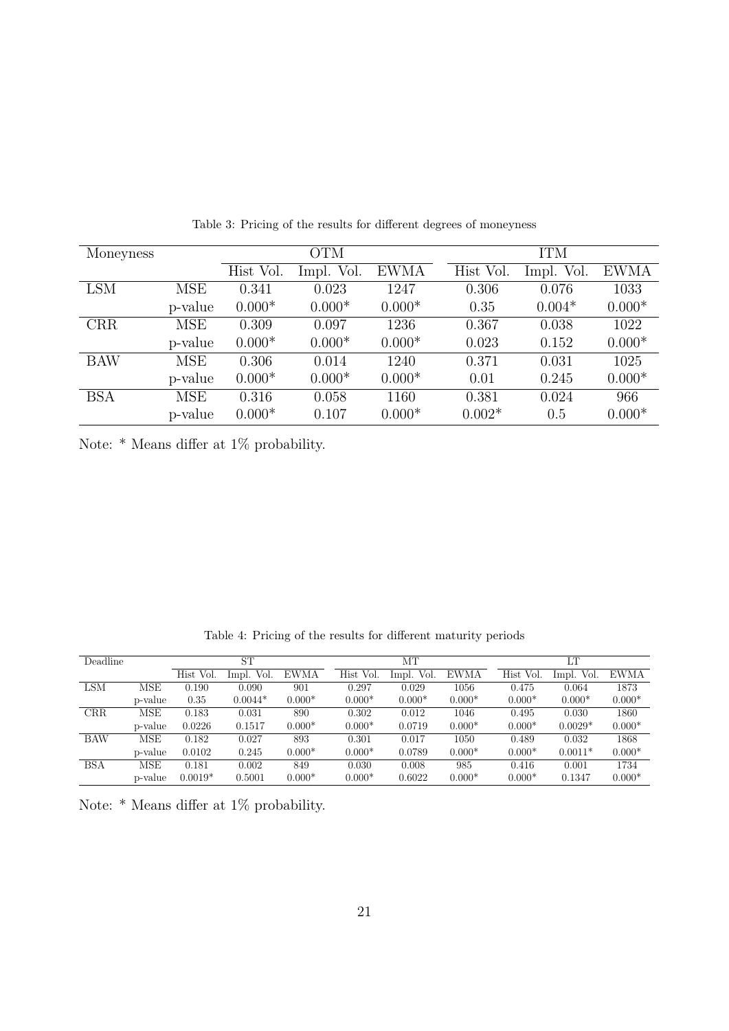Table 3: Pricing of the results for different degrees of moneyness

| Moneyness | | OTM | | | ITM | | |
|---|---|---|---|---|---|---|---|
| | | Hist Vol. | Impl. Vol. | EWMA | Hist Vol. | Impl. Vol. | EWMA |
| LSM | MSE | 0.341 | 0.023 | 1247 | 0.306 | 0.076 | 1033 |
| | p-value | 0.000* | 0.000* | 0.000* | 0.35 | 0.004* | 0.000* |
| CRR | MSE | 0.309 | 0.097 | 1236 | 0.367 | 0.038 | 1022 |
| | p-value | 0.000* | 0.000* | 0.000* | 0.023 | 0.152 | 0.000* |
| BAW | MSE | 0.306 | 0.014 | 1240 | 0.371 | 0.031 | 1025 |
| | p-value | 0.000* | 0.000* | 0.000* | 0.01 | 0.245 | 0.000* |
| BSA | MSE | 0.316 | 0.058 | 1160 | 0.381 | 0.024 | 966 |
| | p-value | 0.000* | 0.107 | 0.000* | 0.002* | 0.5 | 0.000* |

Note: * Means differ at 1% probability.

Table 4: Pricing of the results for different maturity periods

| Deadline | | ST | | | MT | | | LT | | |
|---|---|---|---|---|---|---|---|---|---|---|
| | | Hist Vol. | Impl. Vol. | EWMA | Hist Vol. | Impl. Vol. | EWMA | Hist Vol. | Impl. Vol. | EWMA |
| LSM | MSE | 0.190 | 0.090 | 901 | 0.297 | 0.029 | 1056 | 0.475 | 0.064 | 1873 |
| | p-value | 0.35 | 0.0044* | 0.000* | 0.000* | 0.000* | 0.000* | 0.000* | 0.000* | 0.000* |
| CRR | MSE | 0.183 | 0.031 | 890 | 0.302 | 0.012 | 1046 | 0.495 | 0.030 | 1860 |
| | p-value | 0.0226 | 0.1517 | 0.000* | 0.000* | 0.0719 | 0.000* | 0.000* | 0.0029* | 0.000* |
| BAW | MSE | 0.182 | 0.027 | 893 | 0.301 | 0.017 | 1050 | 0.489 | 0.032 | 1868 |
| | p-value | 0.0102 | 0.245 | 0.000* | 0.000* | 0.0789 | 0.000* | 0.000* | 0.0011* | 0.000* |
| BSA | MSE | 0.181 | 0.002 | 849 | 0.030 | 0.008 | 985 | 0.416 | 0.001 | 1734 |
| | p-value | 0.0019* | 0.5001 | 0.000* | 0.000* | 0.6022 | 0.000* | 0.000* | 0.1347 | 0.000* |

Note: * Means differ at 1% probability.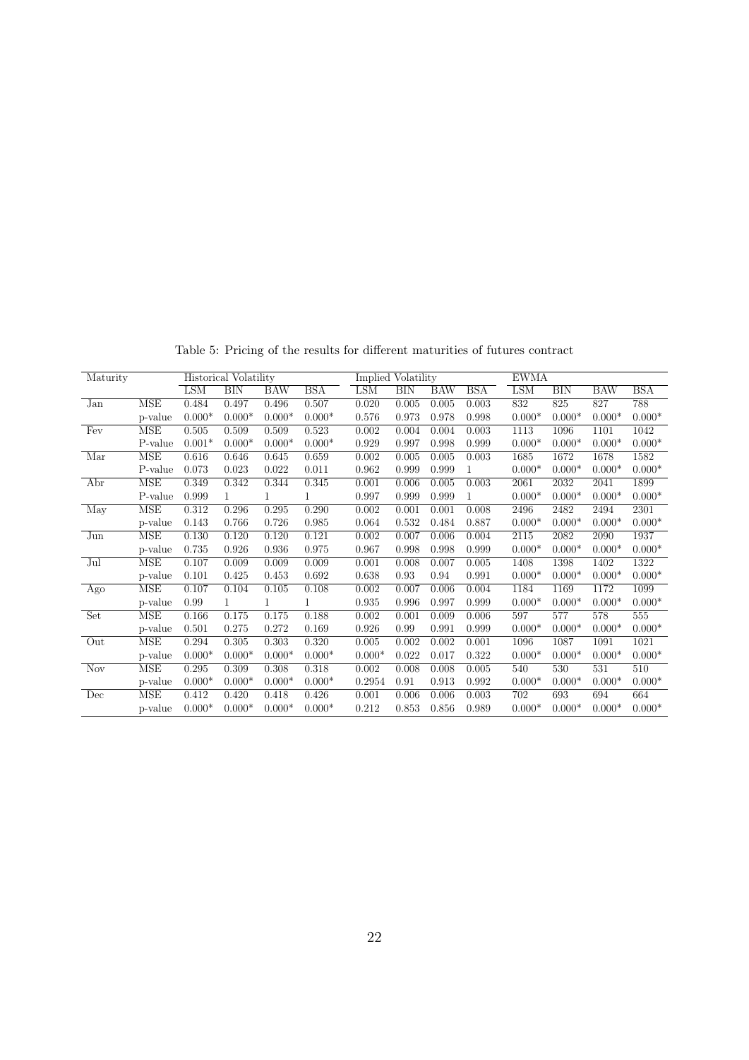Table 5: Pricing of the results for different maturities of futures contract

| Maturity | | Historical Volatility | | | | Implied Volatility | | | | EWMA | | | |
|---|---|---|---|---|---|---|---|---|---|---|---|---|---|
| | | LSM | BIN | BAW | BSA | LSM | BIN | BAW | BSA | LSM | BIN | BAW | BSA |
| Jan | MSE | 0.484 | 0.497 | 0.496 | 0.507 | 0.020 | 0.005 | 0.005 | 0.003 | 832 | 825 | 827 | 788 |
| | p-value | 0.000* | 0.000* | 0.000* | 0.000* | 0.576 | 0.973 | 0.978 | 0.998 | 0.000* | 0.000* | 0.000* | 0.000* |
| Fev | MSE | 0.505 | 0.509 | 0.509 | 0.523 | 0.002 | 0.004 | 0.004 | 0.003 | 1113 | 1096 | 1101 | 1042 |
| | P-value | 0.001* | 0.000* | 0.000* | 0.000* | 0.929 | 0.997 | 0.998 | 0.999 | 0.000* | 0.000* | 0.000* | 0.000* |
| Mar | MSE | 0.616 | 0.646 | 0.645 | 0.659 | 0.002 | 0.005 | 0.005 | 0.003 | 1685 | 1672 | 1678 | 1582 |
| | P-value | 0.073 | 0.023 | 0.022 | 0.011 | 0.962 | 0.999 | 0.999 | 1 | 0.000* | 0.000* | 0.000* | 0.000* |
| Abr | MSE | 0.349 | 0.342 | 0.344 | 0.345 | 0.001 | 0.006 | 0.005 | 0.003 | 2061 | 2032 | 2041 | 1899 |
| | P-value | 0.999 | 1 | 1 | 1 | 0.997 | 0.999 | 0.999 | 1 | 0.000* | 0.000* | 0.000* | 0.000* |
| May | MSE | 0.312 | 0.296 | 0.295 | 0.290 | 0.002 | 0.001 | 0.001 | 0.008 | 2496 | 2482 | 2494 | 2301 |
| | p-value | 0.143 | 0.766 | 0.726 | 0.985 | 0.064 | 0.532 | 0.484 | 0.887 | 0.000* | 0.000* | 0.000* | 0.000* |
| Jun | MSE | 0.130 | 0.120 | 0.120 | 0.121 | 0.002 | 0.007 | 0.006 | 0.004 | 2115 | 2082 | 2090 | 1937 |
| | p-value | 0.735 | 0.926 | 0.936 | 0.975 | 0.967 | 0.998 | 0.998 | 0.999 | 0.000* | 0.000* | 0.000* | 0.000* |
| Jul | MSE | 0.107 | 0.009 | 0.009 | 0.009 | 0.001 | 0.008 | 0.007 | 0.005 | 1408 | 1398 | 1402 | 1322 |
| | p-value | 0.101 | 0.425 | 0.453 | 0.692 | 0.638 | 0.93 | 0.94 | 0.991 | 0.000* | 0.000* | 0.000* | 0.000* |
| Ago | MSE | 0.107 | 0.104 | 0.105 | 0.108 | 0.002 | 0.007 | 0.006 | 0.004 | 1184 | 1169 | 1172 | 1099 |
| | p-value | 0.99 | 1 | 1 | 1 | 0.935 | 0.996 | 0.997 | 0.999 | 0.000* | 0.000* | 0.000* | 0.000* |
| Set | MSE | 0.166 | 0.175 | 0.175 | 0.188 | 0.002 | 0.001 | 0.009 | 0.006 | 597 | 577 | 578 | 555 |
| | p-value | 0.501 | 0.275 | 0.272 | 0.169 | 0.926 | 0.99 | 0.991 | 0.999 | 0.000* | 0.000* | 0.000* | 0.000* |
| Out | MSE | 0.294 | 0.305 | 0.303 | 0.320 | 0.005 | 0.002 | 0.002 | 0.001 | 1096 | 1087 | 1091 | 1021 |
| | p-value | 0.000* | 0.000* | 0.000* | 0.000* | 0.000* | 0.022 | 0.017 | 0.322 | 0.000* | 0.000* | 0.000* | 0.000* |
| Nov | MSE | 0.295 | 0.309 | 0.308 | 0.318 | 0.002 | 0.008 | 0.008 | 0.005 | 540 | 530 | 531 | 510 |
| | p-value | 0.000* | 0.000* | 0.000* | 0.000* | 0.2954 | 0.91 | 0.913 | 0.992 | 0.000* | 0.000* | 0.000* | 0.000* |
| Dec | MSE | 0.412 | 0.420 | 0.418 | 0.426 | 0.001 | 0.006 | 0.006 | 0.003 | 702 | 693 | 694 | 664 |
| | p-value | 0.000* | 0.000* | 0.000* | 0.000* | 0.212 | 0.853 | 0.856 | 0.989 | 0.000* | 0.000* | 0.000* | 0.000* |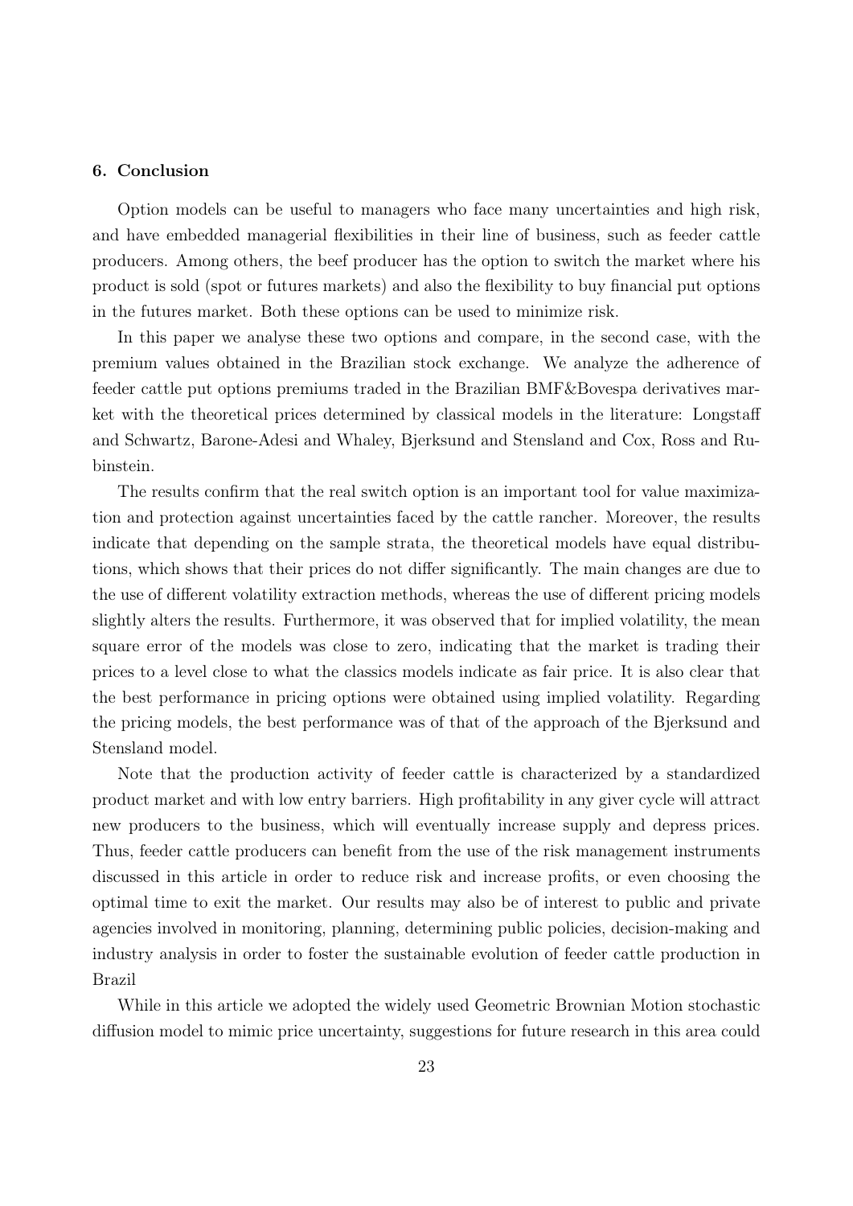## 6. Conclusion

Option models can be useful to managers who face many uncertainties and high risk, and have embedded managerial flexibilities in their line of business, such as feeder cattle producers. Among others, the beef producer has the option to switch the market where his product is sold (spot or futures markets) and also the flexibility to buy financial put options in the futures market. Both these options can be used to minimize risk.

In this paper we analyse these two options and compare, in the second case, with the premium values obtained in the Brazilian stock exchange. We analyze the adherence of feeder cattle put options premiums traded in the Brazilian BMF&Bovespa derivatives market with the theoretical prices determined by classical models in the literature: Longstaff and Schwartz, Barone-Adesi and Whaley, Bjerksund and Stensland and Cox, Ross and Rubinstein.

The results confirm that the real switch option is an important tool for value maximization and protection against uncertainties faced by the cattle rancher. Moreover, the results indicate that depending on the sample strata, the theoretical models have equal distributions, which shows that their prices do not differ significantly. The main changes are due to the use of different volatility extraction methods, whereas the use of different pricing models slightly alters the results. Furthermore, it was observed that for implied volatility, the mean square error of the models was close to zero, indicating that the market is trading their prices to a level close to what the classics models indicate as fair price. It is also clear that the best performance in pricing options were obtained using implied volatility. Regarding the pricing models, the best performance was of that of the approach of the Bjerksund and Stensland model.

Note that the production activity of feeder cattle is characterized by a standardized product market and with low entry barriers. High profitability in any giver cycle will attract new producers to the business, which will eventually increase supply and depress prices. Thus, feeder cattle producers can benefit from the use of the risk management instruments discussed in this article in order to reduce risk and increase profits, or even choosing the optimal time to exit the market. Our results may also be of interest to public and private agencies involved in monitoring, planning, determining public policies, decision-making and industry analysis in order to foster the sustainable evolution of feeder cattle production in Brazil

While in this article we adopted the widely used Geometric Brownian Motion stochastic diffusion model to mimic price uncertainty, suggestions for future research in this area could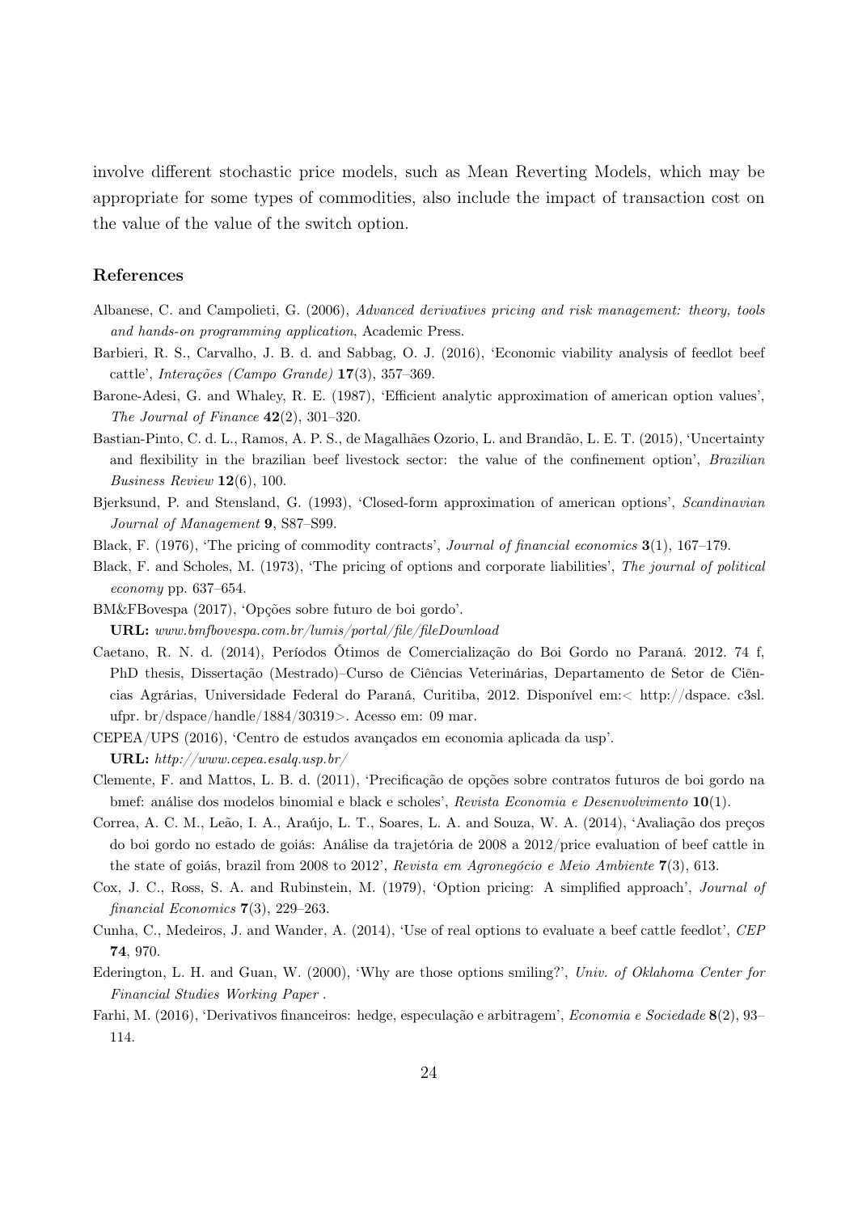involve different stochastic price models, such as Mean Reverting Models, which may be appropriate for some types of commodities, also include the impact of transaction cost on the value of the value of the switch option.

## References

Albanese, C. and Campolieti, G. (2006), *Advanced derivatives pricing and risk management: theory, tools and hands-on programming application*, Academic Press.

Barbieri, R. S., Carvalho, J. B. d. and Sabbag, O. J. (2016), 'Economic viability analysis of feedlot beef cattle', *Interações (Campo Grande)* **17**(3), 357–369.

Barone-Adesi, G. and Whaley, R. E. (1987), 'Efficient analytic approximation of american option values', *The Journal of Finance* **42**(2), 301–320.

Bastian-Pinto, C. d. L., Ramos, A. P. S., de Magalhães Ozorio, L. and Brandão, L. E. T. (2015), 'Uncertainty and flexibility in the brazilian beef livestock sector: the value of the confinement option', *Brazilian Business Review* **12**(6), 100.

Bjerksund, P. and Stensland, G. (1993), 'Closed-form approximation of american options', *Scandinavian Journal of Management* **9**, S87–S99.

Black, F. (1976), 'The pricing of commodity contracts', *Journal of financial economics* **3**(1), 167–179.

Black, F. and Scholes, M. (1973), 'The pricing of options and corporate liabilities', *The journal of political economy* pp. 637–654.

BM&FBovespa (2017), 'Opções sobre futuro de boi gordo'.
**URL:** *www.bmfbovespa.com.br/lumis/portal/file/fileDownload*

Caetano, R. N. d. (2014), Períodos Ótimos de Comercialização do Boi Gordo no Paraná. 2012. 74 f, PhD thesis, Dissertação (Mestrado)–Curso de Ciências Veterinárias, Departamento de Setor de Ciências Agrárias, Universidade Federal do Paraná, Curitiba, 2012. Disponível em:< http://dspace. c3sl. ufpr. br/dspace/handle/1884/30319>. Acesso em: 09 mar.

CEPEA/UPS (2016), 'Centro de estudos avançados em economia aplicada da usp'.
**URL:** *http://www.cepea.esalq.usp.br/*

Clemente, F. and Mattos, L. B. d. (2011), 'Precificação de opções sobre contratos futuros de boi gordo na bmef: análise dos modelos binomial e black e scholes', *Revista Economia e Desenvolvimento* **10**(1).

Correa, A. C. M., Leão, I. A., Araújo, L. T., Soares, L. A. and Souza, W. A. (2014), 'Avaliação dos preços do boi gordo no estado de goiás: Análise da trajetória de 2008 a 2012/price evaluation of beef cattle in the state of goiás, brazil from 2008 to 2012', *Revista em Agronegócio e Meio Ambiente* **7**(3), 613.

Cox, J. C., Ross, S. A. and Rubinstein, M. (1979), 'Option pricing: A simplified approach', *Journal of financial Economics* **7**(3), 229–263.

Cunha, C., Medeiros, J. and Wander, A. (2014), 'Use of real options to evaluate a beef cattle feedlot', *CEP* **74**, 970.

Ederington, L. H. and Guan, W. (2000), 'Why are those options smiling?', *Univ. of Oklahoma Center for Financial Studies Working Paper* .

Farhi, M. (2016), 'Derivativos financeiros: hedge, especulação e arbitragem', *Economia e Sociedade* **8**(2), 93–114.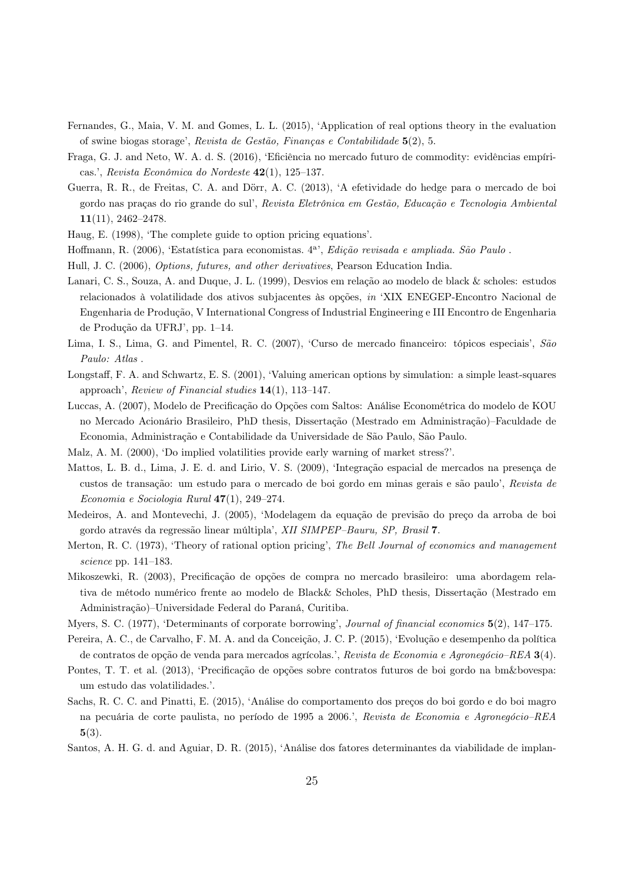Fernandes, G., Maia, V. M. and Gomes, L. L. (2015), 'Application of real options theory in the evaluation of swine biogas storage', *Revista de Gestão, Finanças e Contabilidade* **5**(2), 5.

Fraga, G. J. and Neto, W. A. d. S. (2016), 'Eficiência no mercado futuro de commodity: evidências empíricas.', *Revista Econômica do Nordeste* **42**(1), 125–137.

Guerra, R. R., de Freitas, C. A. and Dörr, A. C. (2013), 'A efetividade do hedge para o mercado de boi gordo nas praças do rio grande do sul', *Revista Eletrônica em Gestão, Educação e Tecnologia Ambiental* **11**(11), 2462–2478.

Haug, E. (1998), 'The complete guide to option pricing equations'.

Hoffmann, R. (2006), 'Estatística para economistas. 4ª', *Edição revisada e ampliada. São Paulo* .

Hull, J. C. (2006), *Options, futures, and other derivatives*, Pearson Education India.

Lanari, C. S., Souza, A. and Duque, J. L. (1999), Desvios em relação ao modelo de black & scholes: estudos relacionados à volatilidade dos ativos subjacentes às opções, *in* 'XIX ENEGEP-Encontro Nacional de Engenharia de Produção, V International Congress of Industrial Engineering e III Encontro de Engenharia de Produção da UFRJ', pp. 1–14.

Lima, I. S., Lima, G. and Pimentel, R. C. (2007), 'Curso de mercado financeiro: tópicos especiais', *São Paulo: Atlas* .

Longstaff, F. A. and Schwartz, E. S. (2001), 'Valuing american options by simulation: a simple least-squares approach', *Review of Financial studies* **14**(1), 113–147.

Luccas, A. (2007), Modelo de Precificação do Opções com Saltos: Análise Econométrica do modelo de KOU no Mercado Acionário Brasileiro, PhD thesis, Dissertação (Mestrado em Administração)–Faculdade de Economia, Administração e Contabilidade da Universidade de São Paulo, São Paulo.

Malz, A. M. (2000), 'Do implied volatilities provide early warning of market stress?'.

Mattos, L. B. d., Lima, J. E. d. and Lirio, V. S. (2009), 'Integração espacial de mercados na presença de custos de transação: um estudo para o mercado de boi gordo em minas gerais e são paulo', *Revista de Economia e Sociologia Rural* **47**(1), 249–274.

Medeiros, A. and Montevechi, J. (2005), 'Modelagem da equação de previsão do preço da arroba de boi gordo através da regressão linear múltipla', *XII SIMPEP–Bauru, SP, Brasil* **7**.

Merton, R. C. (1973), 'Theory of rational option pricing', *The Bell Journal of economics and management science* pp. 141–183.

Mikoszewki, R. (2003), Precificação de opções de compra no mercado brasileiro: uma abordagem relativa de método numérico frente ao modelo de Black& Scholes, PhD thesis, Dissertação (Mestrado em Administração)–Universidade Federal do Paraná, Curitiba.

Myers, S. C. (1977), 'Determinants of corporate borrowing', *Journal of financial economics* **5**(2), 147–175.

Pereira, A. C., de Carvalho, F. M. A. and da Conceição, J. C. P. (2015), 'Evolução e desempenho da política de contratos de opção de venda para mercados agrícolas.', *Revista de Economia e Agronegócio–REA* **3**(4).

Pontes, T. T. et al. (2013), 'Precificação de opções sobre contratos futuros de boi gordo na bm&bovespa: um estudo das volatilidades.'.

Sachs, R. C. C. and Pinatti, E. (2015), 'Análise do comportamento dos preços do boi gordo e do boi magro na pecuária de corte paulista, no período de 1995 a 2006.', *Revista de Economia e Agronegócio–REA* **5**(3).

Santos, A. H. G. d. and Aguiar, D. R. (2015), 'Análise dos fatores determinantes da viabilidade de implan-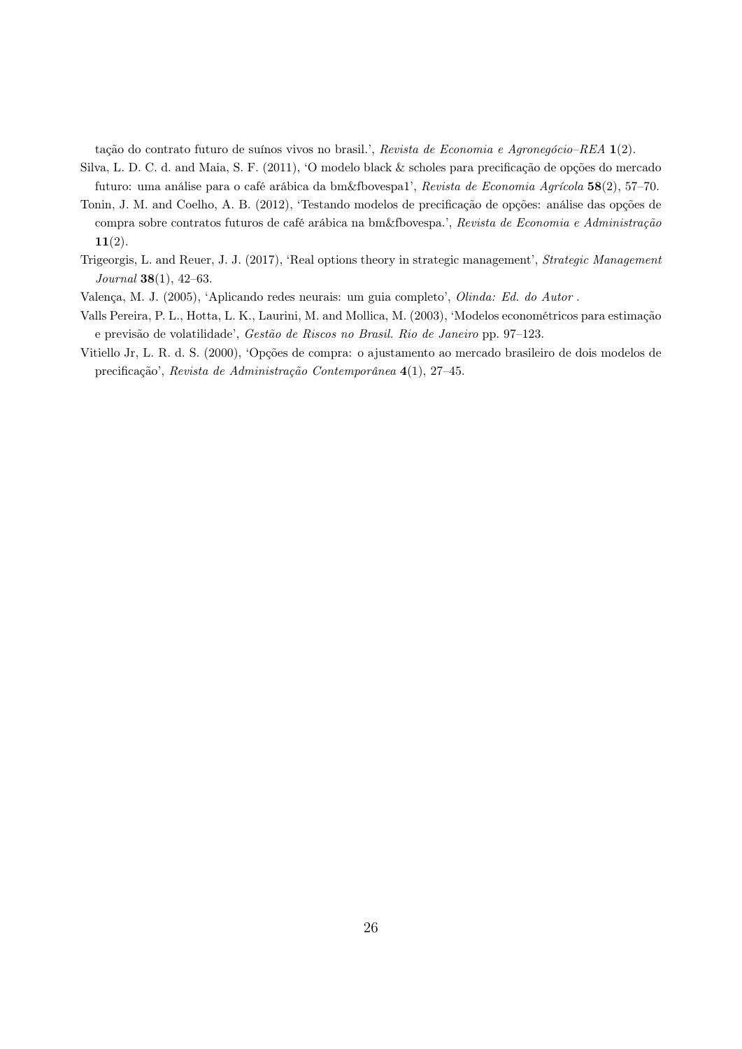tação do contrato futuro de suínos vivos no brasil.', *Revista de Economia e Agronegócio–REA* **1**(2).

Silva, L. D. C. d. and Maia, S. F. (2011), 'O modelo black & scholes para precificação de opções do mercado futuro: uma análise para o café arábica da bm&fbovespa1', *Revista de Economia Agrícola* **58**(2), 57–70.

Tonin, J. M. and Coelho, A. B. (2012), 'Testando modelos de precificação de opções: análise das opções de compra sobre contratos futuros de café arábica na bm&fbovespa.', *Revista de Economia e Administração* **11**(2).

Trigeorgis, L. and Reuer, J. J. (2017), 'Real options theory in strategic management', *Strategic Management Journal* **38**(1), 42–63.

Valença, M. J. (2005), 'Aplicando redes neurais: um guia completo', *Olinda: Ed. do Autor* .

Valls Pereira, P. L., Hotta, L. K., Laurini, M. and Mollica, M. (2003), 'Modelos econométricos para estimação e previsão de volatilidade', *Gestão de Riscos no Brasil. Rio de Janeiro* pp. 97–123.

Vitiello Jr, L. R. d. S. (2000), 'Opções de compra: o ajustamento ao mercado brasileiro de dois modelos de precificação', *Revista de Administração Contemporânea* **4**(1), 27–45.